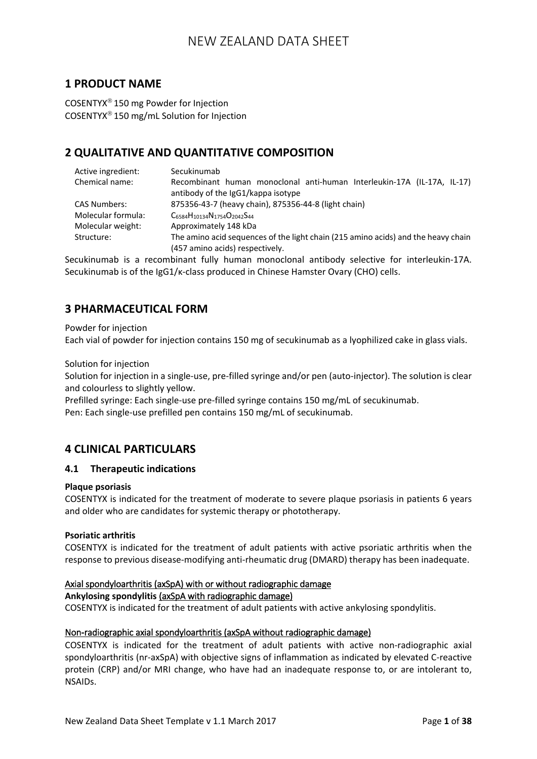# NEW ZEALAND DATA SHEET

## 1 PRODUCT NAME

COSENTYX® 150 mg Powder for Injection
COSENTYX® 150 mg/mL Solution for Injection

## 2 QUALITATIVE AND QUANTITATIVE COMPOSITION

| | |
|---|---|
| Active ingredient: | Secukinumab |
| Chemical name: | Recombinant human monoclonal anti-human Interleukin-17A (IL-17A, IL-17) antibody of the IgG1/kappa isotype |
| CAS Numbers: | 875356-43-7 (heavy chain), 875356-44-8 (light chain) |
| Molecular formula: | $C_{6584}H_{10134}N_{1754}O_{2042}S_{44}$ |
| Molecular weight: | Approximately 148 kDa |
| Structure: | The amino acid sequences of the light chain (215 amino acids) and the heavy chain (457 amino acids) respectively. |

Secukinumab is a recombinant fully human monoclonal antibody selective for interleukin-17A. Secukinumab is of the IgG1/κ-class produced in Chinese Hamster Ovary (CHO) cells.

## 3 PHARMACEUTICAL FORM

Powder for injection
Each vial of powder for injection contains 150 mg of secukinumab as a lyophilized cake in glass vials.

Solution for injection
Solution for injection in a single-use, pre-filled syringe and/or pen (auto-injector). The solution is clear and colourless to slightly yellow.
Prefilled syringe: Each single-use pre-filled syringe contains 150 mg/mL of secukinumab.
Pen: Each single-use prefilled pen contains 150 mg/mL of secukinumab.

## 4 CLINICAL PARTICULARS

### 4.1 Therapeutic indications

**Plaque psoriasis**
COSENTYX is indicated for the treatment of moderate to severe plaque psoriasis in patients 6 years and older who are candidates for systemic therapy or phototherapy.

**Psoriatic arthritis**
COSENTYX is indicated for the treatment of adult patients with active psoriatic arthritis when the response to previous disease-modifying anti-rheumatic drug (DMARD) therapy has been inadequate.

<u>Axial spondyloarthritis (axSpA) with or without radiographic damage</u>
**Ankylosing spondylitis** <u>(axSpA with radiographic damage)</u>
COSENTYX is indicated for the treatment of adult patients with active ankylosing spondylitis.

<u>Non-radiographic axial spondyloarthritis (axSpA without radiographic damage)</u>
COSENTYX is indicated for the treatment of adult patients with active non-radiographic axial spondyloarthritis (nr-axSpA) with objective signs of inflammation as indicated by elevated C-reactive protein (CRP) and/or MRI change, who have had an inadequate response to, or are intolerant to, NSAIDs.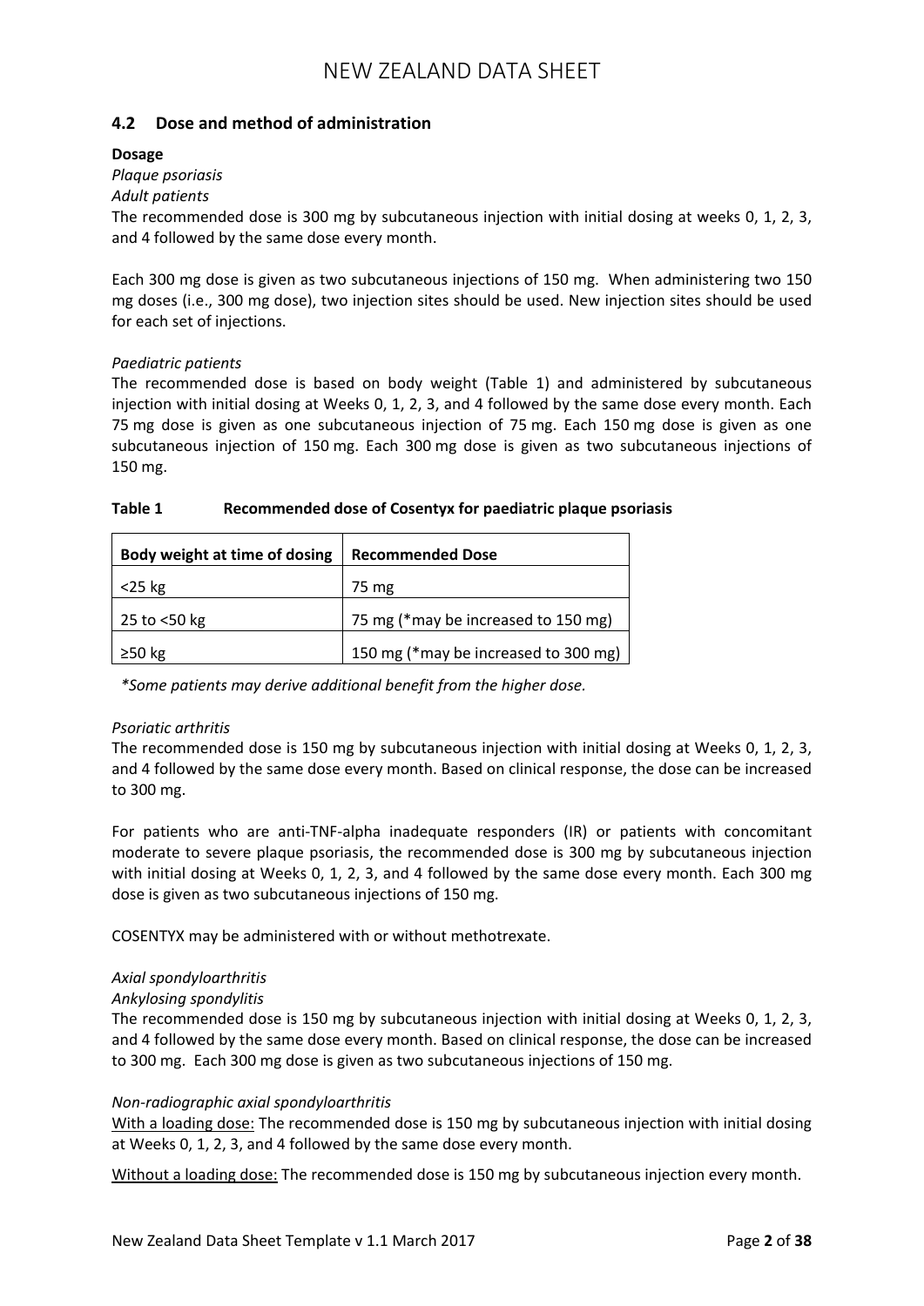## 4.2 Dose and method of administration

**Dosage**

*Plaque psoriasis*

*Adult patients*

The recommended dose is 300 mg by subcutaneous injection with initial dosing at weeks 0, 1, 2, 3, and 4 followed by the same dose every month.

Each 300 mg dose is given as two subcutaneous injections of 150 mg. When administering two 150 mg doses (i.e., 300 mg dose), two injection sites should be used. New injection sites should be used for each set of injections.

*Paediatric patients*

The recommended dose is based on body weight (Table 1) and administered by subcutaneous injection with initial dosing at Weeks 0, 1, 2, 3, and 4 followed by the same dose every month. Each 75 mg dose is given as one subcutaneous injection of 75 mg. Each 150 mg dose is given as one subcutaneous injection of 150 mg. Each 300 mg dose is given as two subcutaneous injections of 150 mg.

**Table 1 Recommended dose of Cosentyx for paediatric plaque psoriasis**

| Body weight at time of dosing | Recommended Dose |
|---|---|
| <25 kg | 75 mg |
| 25 to <50 kg | 75 mg (*may be increased to 150 mg) |
| ≥50 kg | 150 mg (*may be increased to 300 mg) |

*\*Some patients may derive additional benefit from the higher dose.*

*Psoriatic arthritis*

The recommended dose is 150 mg by subcutaneous injection with initial dosing at Weeks 0, 1, 2, 3, and 4 followed by the same dose every month. Based on clinical response, the dose can be increased to 300 mg.

For patients who are anti-TNF-alpha inadequate responders (IR) or patients with concomitant moderate to severe plaque psoriasis, the recommended dose is 300 mg by subcutaneous injection with initial dosing at Weeks 0, 1, 2, 3, and 4 followed by the same dose every month. Each 300 mg dose is given as two subcutaneous injections of 150 mg.

COSENTYX may be administered with or without methotrexate.

*Axial spondyloarthritis*

*Ankylosing spondylitis*

The recommended dose is 150 mg by subcutaneous injection with initial dosing at Weeks 0, 1, 2, 3, and 4 followed by the same dose every month. Based on clinical response, the dose can be increased to 300 mg. Each 300 mg dose is given as two subcutaneous injections of 150 mg.

*Non-radiographic axial spondyloarthritis*

<u>With a loading dose:</u> The recommended dose is 150 mg by subcutaneous injection with initial dosing at Weeks 0, 1, 2, 3, and 4 followed by the same dose every month.

<u>Without a loading dose:</u> The recommended dose is 150 mg by subcutaneous injection every month.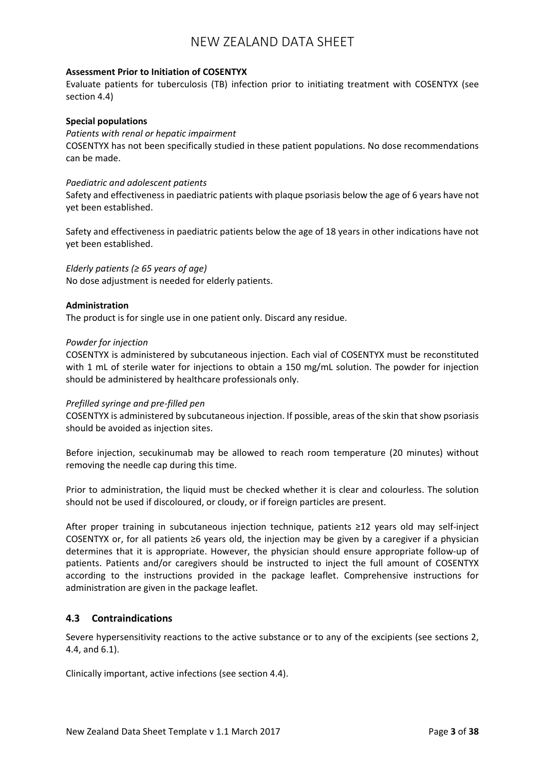**Assessment Prior to Initiation of COSENTYX**

Evaluate patients for tuberculosis (TB) infection prior to initiating treatment with COSENTYX (see section 4.4)

**Special populations**

*Patients with renal or hepatic impairment*

COSENTYX has not been specifically studied in these patient populations. No dose recommendations can be made.

*Paediatric and adolescent patients*

Safety and effectiveness in paediatric patients with plaque psoriasis below the age of 6 years have not yet been established.

Safety and effectiveness in paediatric patients below the age of 18 years in other indications have not yet been established.

*Elderly patients (≥ 65 years of age)*

No dose adjustment is needed for elderly patients.

**Administration**

The product is for single use in one patient only. Discard any residue.

*Powder for injection*

COSENTYX is administered by subcutaneous injection. Each vial of COSENTYX must be reconstituted with 1 mL of sterile water for injections to obtain a 150 mg/mL solution. The powder for injection should be administered by healthcare professionals only.

*Prefilled syringe and pre-filled pen*

COSENTYX is administered by subcutaneous injection. If possible, areas of the skin that show psoriasis should be avoided as injection sites.

Before injection, secukinumab may be allowed to reach room temperature (20 minutes) without removing the needle cap during this time.

Prior to administration, the liquid must be checked whether it is clear and colourless. The solution should not be used if discoloured, or cloudy, or if foreign particles are present.

After proper training in subcutaneous injection technique, patients ≥12 years old may self-inject COSENTYX or, for all patients ≥6 years old, the injection may be given by a caregiver if a physician determines that it is appropriate. However, the physician should ensure appropriate follow-up of patients. Patients and/or caregivers should be instructed to inject the full amount of COSENTYX according to the instructions provided in the package leaflet. Comprehensive instructions for administration are given in the package leaflet.

## 4.3 Contraindications

Severe hypersensitivity reactions to the active substance or to any of the excipients (see sections 2, 4.4, and 6.1).

Clinically important, active infections (see section 4.4).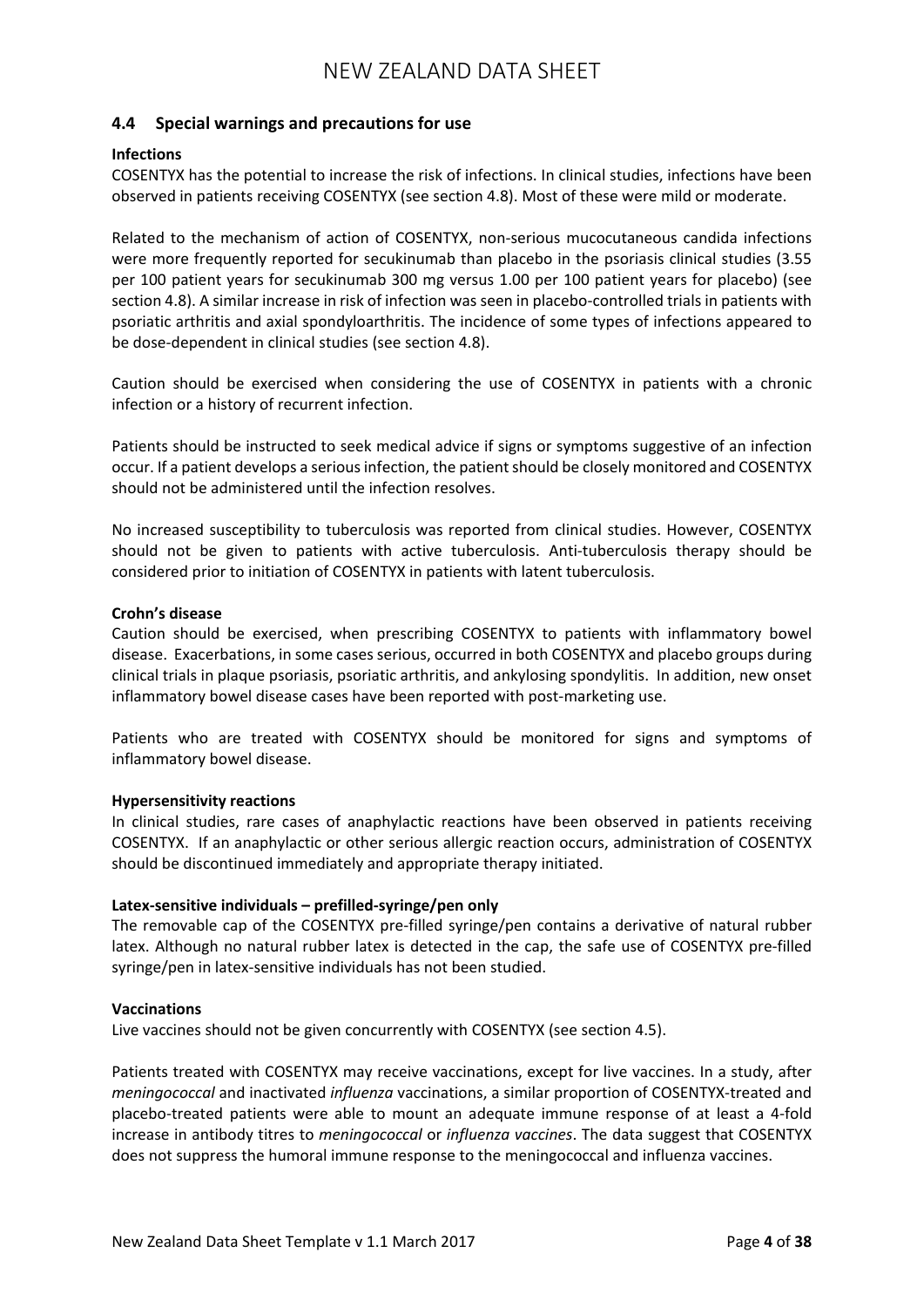## 4.4 Special warnings and precautions for use

**Infections**

COSENTYX has the potential to increase the risk of infections. In clinical studies, infections have been observed in patients receiving COSENTYX (see section 4.8). Most of these were mild or moderate.

Related to the mechanism of action of COSENTYX, non-serious mucocutaneous candida infections were more frequently reported for secukinumab than placebo in the psoriasis clinical studies (3.55 per 100 patient years for secukinumab 300 mg versus 1.00 per 100 patient years for placebo) (see section 4.8). A similar increase in risk of infection was seen in placebo-controlled trials in patients with psoriatic arthritis and axial spondyloarthritis. The incidence of some types of infections appeared to be dose-dependent in clinical studies (see section 4.8).

Caution should be exercised when considering the use of COSENTYX in patients with a chronic infection or a history of recurrent infection.

Patients should be instructed to seek medical advice if signs or symptoms suggestive of an infection occur. If a patient develops a serious infection, the patient should be closely monitored and COSENTYX should not be administered until the infection resolves.

No increased susceptibility to tuberculosis was reported from clinical studies. However, COSENTYX should not be given to patients with active tuberculosis. Anti-tuberculosis therapy should be considered prior to initiation of COSENTYX in patients with latent tuberculosis.

**Crohn's disease**

Caution should be exercised, when prescribing COSENTYX to patients with inflammatory bowel disease. Exacerbations, in some cases serious, occurred in both COSENTYX and placebo groups during clinical trials in plaque psoriasis, psoriatic arthritis, and ankylosing spondylitis. In addition, new onset inflammatory bowel disease cases have been reported with post-marketing use.

Patients who are treated with COSENTYX should be monitored for signs and symptoms of inflammatory bowel disease.

**Hypersensitivity reactions**

In clinical studies, rare cases of anaphylactic reactions have been observed in patients receiving COSENTYX. If an anaphylactic or other serious allergic reaction occurs, administration of COSENTYX should be discontinued immediately and appropriate therapy initiated.

**Latex-sensitive individuals – prefilled-syringe/pen only**

The removable cap of the COSENTYX pre-filled syringe/pen contains a derivative of natural rubber latex. Although no natural rubber latex is detected in the cap, the safe use of COSENTYX pre-filled syringe/pen in latex-sensitive individuals has not been studied.

**Vaccinations**

Live vaccines should not be given concurrently with COSENTYX (see section 4.5).

Patients treated with COSENTYX may receive vaccinations, except for live vaccines. In a study, after *meningococcal* and inactivated *influenza* vaccinations, a similar proportion of COSENTYX-treated and placebo-treated patients were able to mount an adequate immune response of at least a 4-fold increase in antibody titres to *meningococcal* or *influenza vaccines*. The data suggest that COSENTYX does not suppress the humoral immune response to the meningococcal and influenza vaccines.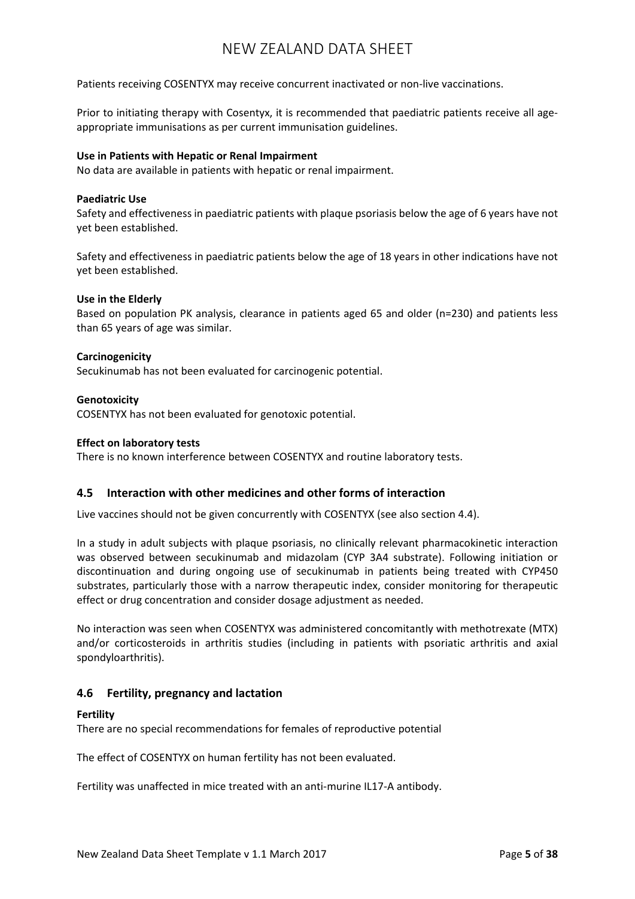Patients receiving COSENTYX may receive concurrent inactivated or non-live vaccinations.

Prior to initiating therapy with Cosentyx, it is recommended that paediatric patients receive all age-appropriate immunisations as per current immunisation guidelines.

**Use in Patients with Hepatic or Renal Impairment**

No data are available in patients with hepatic or renal impairment.

**Paediatric Use**

Safety and effectiveness in paediatric patients with plaque psoriasis below the age of 6 years have not yet been established.

Safety and effectiveness in paediatric patients below the age of 18 years in other indications have not yet been established.

**Use in the Elderly**

Based on population PK analysis, clearance in patients aged 65 and older (n=230) and patients less than 65 years of age was similar.

**Carcinogenicity**

Secukinumab has not been evaluated for carcinogenic potential.

**Genotoxicity**

COSENTYX has not been evaluated for genotoxic potential.

**Effect on laboratory tests**

There is no known interference between COSENTYX and routine laboratory tests.

## 4.5 Interaction with other medicines and other forms of interaction

Live vaccines should not be given concurrently with COSENTYX (see also section 4.4).

In a study in adult subjects with plaque psoriasis, no clinically relevant pharmacokinetic interaction was observed between secukinumab and midazolam (CYP 3A4 substrate). Following initiation or discontinuation and during ongoing use of secukinumab in patients being treated with CYP450 substrates, particularly those with a narrow therapeutic index, consider monitoring for therapeutic effect or drug concentration and consider dosage adjustment as needed.

No interaction was seen when COSENTYX was administered concomitantly with methotrexate (MTX) and/or corticosteroids in arthritis studies (including in patients with psoriatic arthritis and axial spondyloarthritis).

## 4.6 Fertility, pregnancy and lactation

**Fertility**

There are no special recommendations for females of reproductive potential

The effect of COSENTYX on human fertility has not been evaluated.

Fertility was unaffected in mice treated with an anti-murine IL17-A antibody.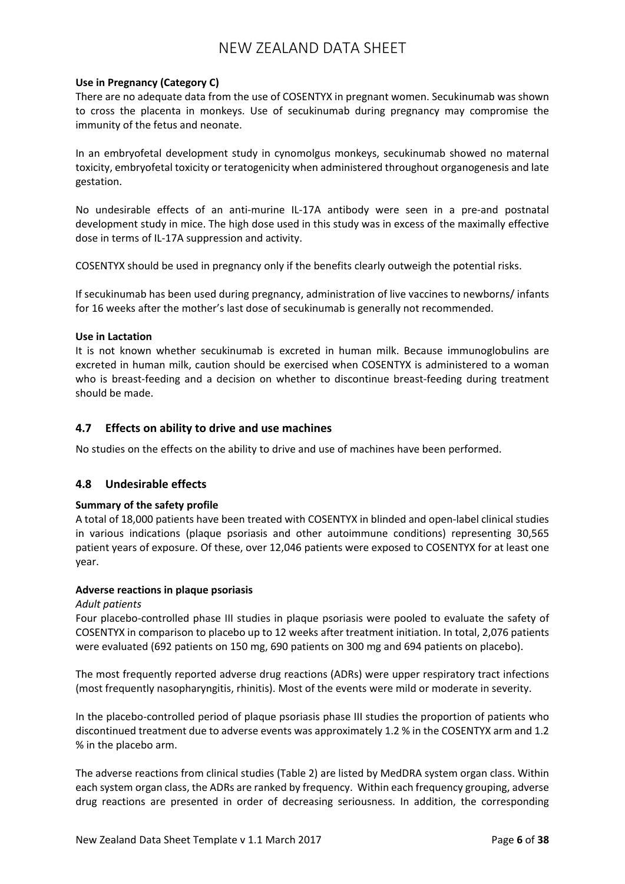### Use in Pregnancy (Category C)

There are no adequate data from the use of COSENTYX in pregnant women. Secukinumab was shown to cross the placenta in monkeys. Use of secukinumab during pregnancy may compromise the immunity of the fetus and neonate.

In an embryofetal development study in cynomolgus monkeys, secukinumab showed no maternal toxicity, embryofetal toxicity or teratogenicity when administered throughout organogenesis and late gestation.

No undesirable effects of an anti-murine IL-17A antibody were seen in a pre-and postnatal development study in mice. The high dose used in this study was in excess of the maximally effective dose in terms of IL-17A suppression and activity.

COSENTYX should be used in pregnancy only if the benefits clearly outweigh the potential risks.

If secukinumab has been used during pregnancy, administration of live vaccines to newborns/ infants for 16 weeks after the mother's last dose of secukinumab is generally not recommended.

### Use in Lactation

It is not known whether secukinumab is excreted in human milk. Because immunoglobulins are excreted in human milk, caution should be exercised when COSENTYX is administered to a woman who is breast-feeding and a decision on whether to discontinue breast-feeding during treatment should be made.

## 4.7 Effects on ability to drive and use machines

No studies on the effects on the ability to drive and use of machines have been performed.

## 4.8 Undesirable effects

### Summary of the safety profile

A total of 18,000 patients have been treated with COSENTYX in blinded and open-label clinical studies in various indications (plaque psoriasis and other autoimmune conditions) representing 30,565 patient years of exposure. Of these, over 12,046 patients were exposed to COSENTYX for at least one year.

### Adverse reactions in plaque psoriasis

*Adult patients*

Four placebo-controlled phase III studies in plaque psoriasis were pooled to evaluate the safety of COSENTYX in comparison to placebo up to 12 weeks after treatment initiation. In total, 2,076 patients were evaluated (692 patients on 150 mg, 690 patients on 300 mg and 694 patients on placebo).

The most frequently reported adverse drug reactions (ADRs) were upper respiratory tract infections (most frequently nasopharyngitis, rhinitis). Most of the events were mild or moderate in severity.

In the placebo-controlled period of plaque psoriasis phase III studies the proportion of patients who discontinued treatment due to adverse events was approximately 1.2 % in the COSENTYX arm and 1.2 % in the placebo arm.

The adverse reactions from clinical studies (Table 2) are listed by MedDRA system organ class. Within each system organ class, the ADRs are ranked by frequency. Within each frequency grouping, adverse drug reactions are presented in order of decreasing seriousness. In addition, the corresponding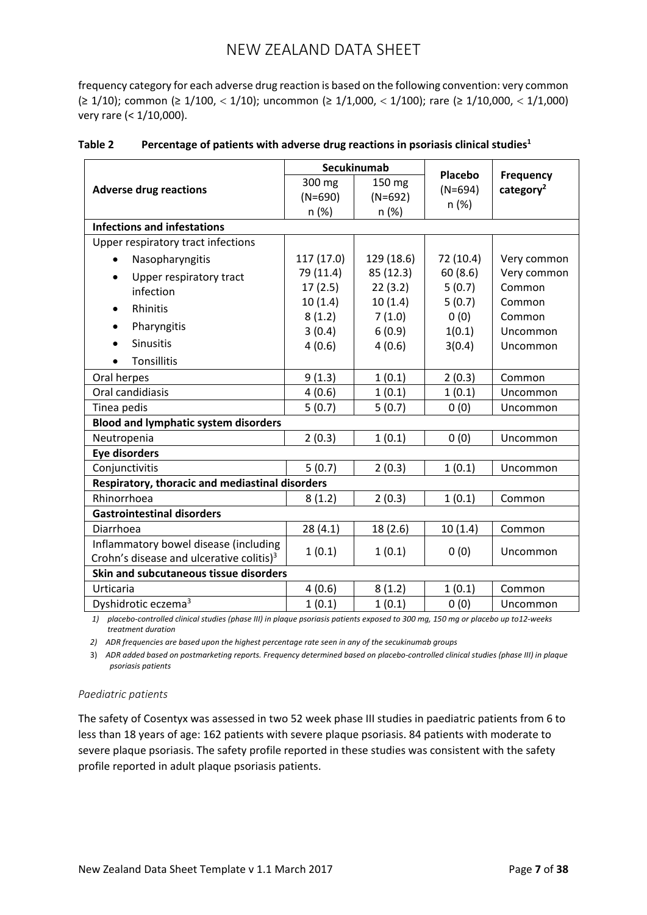frequency category for each adverse drug reaction is based on the following convention: very common (≥ 1/10); common (≥ 1/100, < 1/10); uncommon (≥ 1/1,000, < 1/100); rare (≥ 1/10,000, < 1/1,000) very rare (< 1/10,000).

**Table 2 Percentage of patients with adverse drug reactions in psoriasis clinical studies[1]**

| Adverse drug reactions | Secukinumab 300 mg (N=690) n (%) | Secukinumab 150 mg (N=692) n (%) | Placebo (N=694) n (%) | Frequency category[2] |
|---|---|---|---|---|
| **Infections and infestations** | | | | |
| Upper respiratory tract infections | | | | |
| • Nasopharyngitis | 117 (17.0) | 129 (18.6) | 72 (10.4) | Very common |
| • Upper respiratory tract infection | 79 (11.4) | 85 (12.3) | 60 (8.6) | Very common |
| • Rhinitis | 17 (2.5) | 22 (3.2) | 5 (0.7) | Common |
| • Pharyngitis | 10 (1.4) | 10 (1.4) | 5 (0.7) | Common |
| • Sinusitis | 8 (1.2) | 7 (1.0) | 0 (0) | Common |
| • Tonsillitis | 3 (0.4) | 6 (0.9) | 1(0.1) | Uncommon |
| | 4 (0.6) | 4 (0.6) | 3(0.4) | Uncommon |
| Oral herpes | 9 (1.3) | 1 (0.1) | 2 (0.3) | Common |
| Oral candidiasis | 4 (0.6) | 1 (0.1) | 1 (0.1) | Uncommon |
| Tinea pedis | 5 (0.7) | 5 (0.7) | 0 (0) | Uncommon |
| **Blood and lymphatic system disorders** | | | | |
| Neutropenia | 2 (0.3) | 1 (0.1) | 0 (0) | Uncommon |
| **Eye disorders** | | | | |
| Conjunctivitis | 5 (0.7) | 2 (0.3) | 1 (0.1) | Uncommon |
| **Respiratory, thoracic and mediastinal disorders** | | | | |
| Rhinorrhoea | 8 (1.2) | 2 (0.3) | 1 (0.1) | Common |
| **Gastrointestinal disorders** | | | | |
| Diarrhoea | 28 (4.1) | 18 (2.6) | 10 (1.4) | Common |
| Inflammatory bowel disease (including Crohn's disease and ulcerative colitis)[3] | 1 (0.1) | 1 (0.1) | 0 (0) | Uncommon |
| **Skin and subcutaneous tissue disorders** | | | | |
| Urticaria | 4 (0.6) | 8 (1.2) | 1 (0.1) | Common |
| Dyshidrotic eczema[3] | 1 (0.1) | 1 (0.1) | 0 (0) | Uncommon |

*1) placebo-controlled clinical studies (phase III) in plaque psoriasis patients exposed to 300 mg, 150 mg or placebo up to12-weeks treatment duration*

*2) ADR frequencies are based upon the highest percentage rate seen in any of the secukinumab groups*

*3) ADR added based on postmarketing reports. Frequency determined based on placebo-controlled clinical studies (phase III) in plaque psoriasis patients*

*Paediatric patients*

The safety of Cosentyx was assessed in two 52 week phase III studies in paediatric patients from 6 to less than 18 years of age: 162 patients with severe plaque psoriasis. 84 patients with moderate to severe plaque psoriasis. The safety profile reported in these studies was consistent with the safety profile reported in adult plaque psoriasis patients.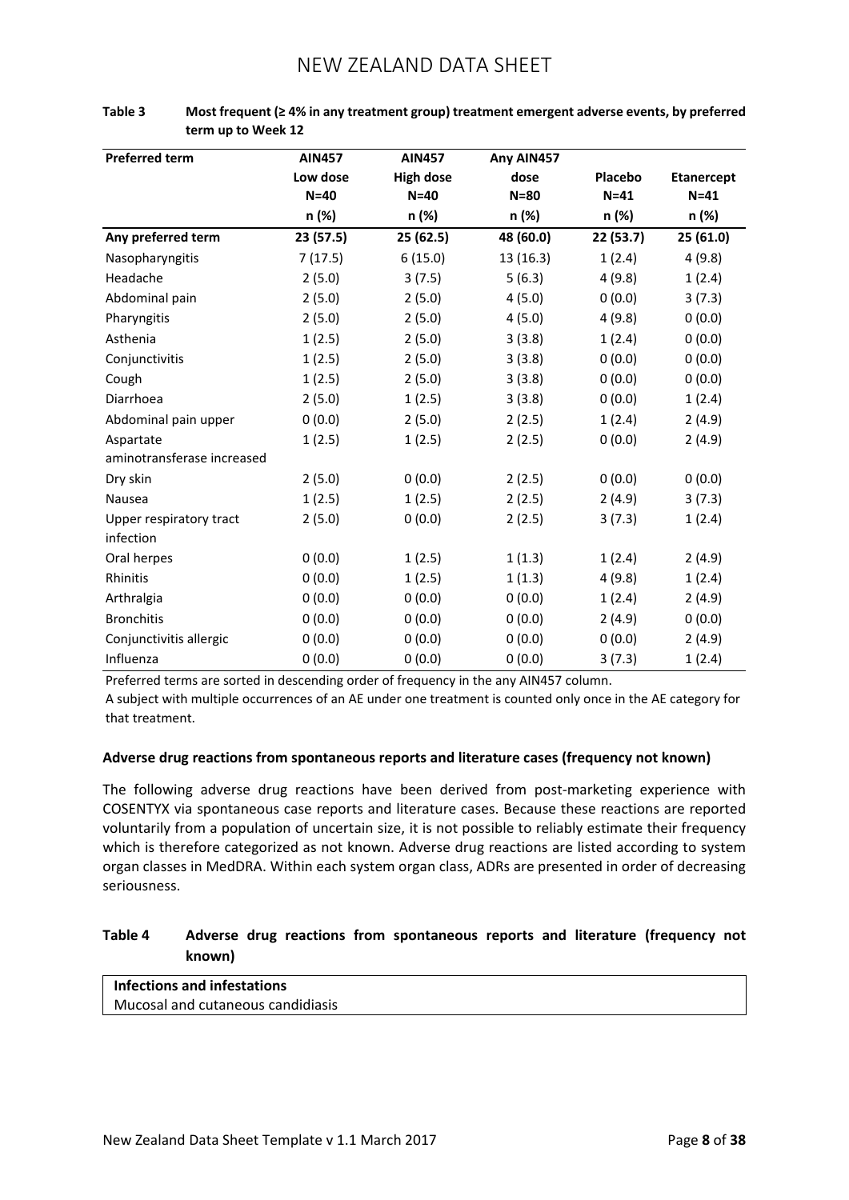**Table 3 Most frequent (≥ 4% in any treatment group) treatment emergent adverse events, by preferred term up to Week 12**

| Preferred term | AIN457 Low dose N=40 n (%) | AIN457 High dose N=40 n (%) | Any AIN457 dose N=80 n (%) | Placebo N=41 n (%) | Etanercept N=41 n (%) |
|---|---|---|---|---|---|
| **Any preferred term** | **23 (57.5)** | **25 (62.5)** | **48 (60.0)** | **22 (53.7)** | **25 (61.0)** |
| Nasopharyngitis | 7 (17.5) | 6 (15.0) | 13 (16.3) | 1 (2.4) | 4 (9.8) |
| Headache | 2 (5.0) | 3 (7.5) | 5 (6.3) | 4 (9.8) | 1 (2.4) |
| Abdominal pain | 2 (5.0) | 2 (5.0) | 4 (5.0) | 0 (0.0) | 3 (7.3) |
| Pharyngitis | 2 (5.0) | 2 (5.0) | 4 (5.0) | 4 (9.8) | 0 (0.0) |
| Asthenia | 1 (2.5) | 2 (5.0) | 3 (3.8) | 1 (2.4) | 0 (0.0) |
| Conjunctivitis | 1 (2.5) | 2 (5.0) | 3 (3.8) | 0 (0.0) | 0 (0.0) |
| Cough | 1 (2.5) | 2 (5.0) | 3 (3.8) | 0 (0.0) | 0 (0.0) |
| Diarrhoea | 2 (5.0) | 1 (2.5) | 3 (3.8) | 0 (0.0) | 1 (2.4) |
| Abdominal pain upper | 0 (0.0) | 2 (5.0) | 2 (2.5) | 1 (2.4) | 2 (4.9) |
| Aspartate aminotransferase increased | 1 (2.5) | 1 (2.5) | 2 (2.5) | 0 (0.0) | 2 (4.9) |
| Dry skin | 2 (5.0) | 0 (0.0) | 2 (2.5) | 0 (0.0) | 0 (0.0) |
| Nausea | 1 (2.5) | 1 (2.5) | 2 (2.5) | 2 (4.9) | 3 (7.3) |
| Upper respiratory tract infection | 2 (5.0) | 0 (0.0) | 2 (2.5) | 3 (7.3) | 1 (2.4) |
| Oral herpes | 0 (0.0) | 1 (2.5) | 1 (1.3) | 1 (2.4) | 2 (4.9) |
| Rhinitis | 0 (0.0) | 1 (2.5) | 1 (1.3) | 4 (9.8) | 1 (2.4) |
| Arthralgia | 0 (0.0) | 0 (0.0) | 0 (0.0) | 1 (2.4) | 2 (4.9) |
| Bronchitis | 0 (0.0) | 0 (0.0) | 0 (0.0) | 2 (4.9) | 0 (0.0) |
| Conjunctivitis allergic | 0 (0.0) | 0 (0.0) | 0 (0.0) | 0 (0.0) | 2 (4.9) |
| Influenza | 0 (0.0) | 0 (0.0) | 0 (0.0) | 3 (7.3) | 1 (2.4) |

Preferred terms are sorted in descending order of frequency in the any AIN457 column.
A subject with multiple occurrences of an AE under one treatment is counted only once in the AE category for that treatment.

**Adverse drug reactions from spontaneous reports and literature cases (frequency not known)**

The following adverse drug reactions have been derived from post-marketing experience with COSENTYX via spontaneous case reports and literature cases. Because these reactions are reported voluntarily from a population of uncertain size, it is not possible to reliably estimate their frequency which is therefore categorized as not known. Adverse drug reactions are listed according to system organ classes in MedDRA. Within each system organ class, ADRs are presented in order of decreasing seriousness.

**Table 4 Adverse drug reactions from spontaneous reports and literature (frequency not known)**

| **Infections and infestations** |
|---|
| Mucosal and cutaneous candidiasis |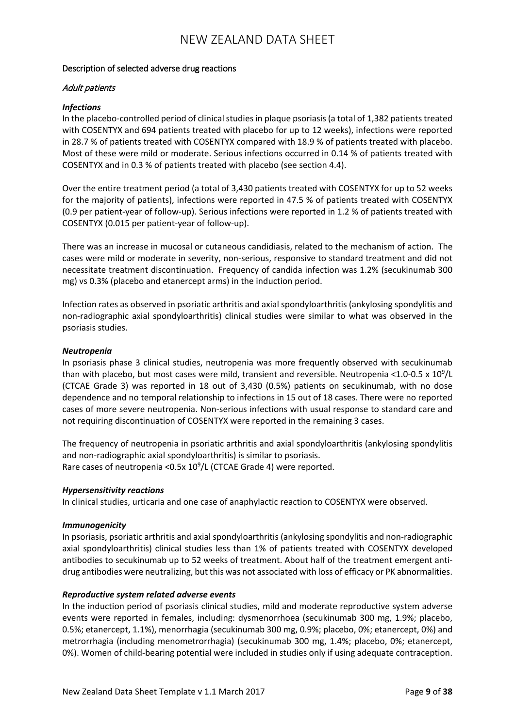## Description of selected adverse drug reactions

*Adult patients*

***Infections***

In the placebo-controlled period of clinical studies in plaque psoriasis (a total of 1,382 patients treated with COSENTYX and 694 patients treated with placebo for up to 12 weeks), infections were reported in 28.7 % of patients treated with COSENTYX compared with 18.9 % of patients treated with placebo. Most of these were mild or moderate. Serious infections occurred in 0.14 % of patients treated with COSENTYX and in 0.3 % of patients treated with placebo (see section 4.4).

Over the entire treatment period (a total of 3,430 patients treated with COSENTYX for up to 52 weeks for the majority of patients), infections were reported in 47.5 % of patients treated with COSENTYX (0.9 per patient-year of follow-up). Serious infections were reported in 1.2 % of patients treated with COSENTYX (0.015 per patient-year of follow-up).

There was an increase in mucosal or cutaneous candidiasis, related to the mechanism of action. The cases were mild or moderate in severity, non-serious, responsive to standard treatment and did not necessitate treatment discontinuation. Frequency of candida infection was 1.2% (secukinumab 300 mg) vs 0.3% (placebo and etanercept arms) in the induction period.

Infection rates as observed in psoriatic arthritis and axial spondyloarthritis (ankylosing spondylitis and non-radiographic axial spondyloarthritis) clinical studies were similar to what was observed in the psoriasis studies.

***Neutropenia***

In psoriasis phase 3 clinical studies, neutropenia was more frequently observed with secukinumab than with placebo, but most cases were mild, transient and reversible. Neutropenia $<1.0\text{-}0.5 \times 10^9/L$ (CTCAE Grade 3) was reported in 18 out of 3,430 (0.5%) patients on secukinumab, with no dose dependence and no temporal relationship to infections in 15 out of 18 cases. There were no reported cases of more severe neutropenia. Non-serious infections with usual response to standard care and not requiring discontinuation of COSENTYX were reported in the remaining 3 cases.

The frequency of neutropenia in psoriatic arthritis and axial spondyloarthritis (ankylosing spondylitis and non-radiographic axial spondyloarthritis) is similar to psoriasis.
Rare cases of neutropenia $<0.5 \times 10^9/L$ (CTCAE Grade 4) were reported.

***Hypersensitivity reactions***

In clinical studies, urticaria and one case of anaphylactic reaction to COSENTYX were observed.

***Immunogenicity***

In psoriasis, psoriatic arthritis and axial spondyloarthritis (ankylosing spondylitis and non-radiographic axial spondyloarthritis) clinical studies less than 1% of patients treated with COSENTYX developed antibodies to secukinumab up to 52 weeks of treatment. About half of the treatment emergent anti-drug antibodies were neutralizing, but this was not associated with loss of efficacy or PK abnormalities.

***Reproductive system related adverse events***

In the induction period of psoriasis clinical studies, mild and moderate reproductive system adverse events were reported in females, including: dysmenorrhoea (secukinumab 300 mg, 1.9%; placebo, 0.5%; etanercept, 1.1%), menorrhagia (secukinumab 300 mg, 0.9%; placebo, 0%; etanercept, 0%) and metrorrhagia (including menometrorrhagia) (secukinumab 300 mg, 1.4%; placebo, 0%; etanercept, 0%). Women of child-bearing potential were included in studies only if using adequate contraception.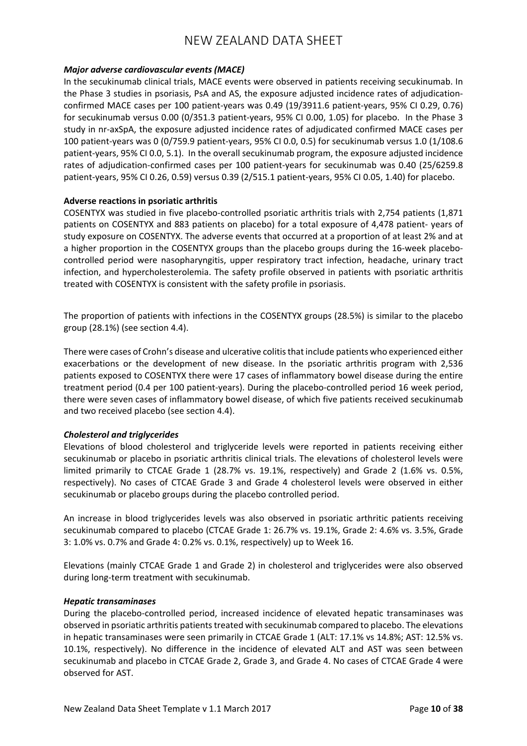***Major adverse cardiovascular events (MACE)***

In the secukinumab clinical trials, MACE events were observed in patients receiving secukinumab. In the Phase 3 studies in psoriasis, PsA and AS, the exposure adjusted incidence rates of adjudication-confirmed MACE cases per 100 patient-years was 0.49 (19/3911.6 patient-years, 95% CI 0.29, 0.76) for secukinumab versus 0.00 (0/351.3 patient-years, 95% CI 0.00, 1.05) for placebo. In the Phase 3 study in nr-axSpA, the exposure adjusted incidence rates of adjudicated confirmed MACE cases per 100 patient-years was 0 (0/759.9 patient-years, 95% CI 0.0, 0.5) for secukinumab versus 1.0 (1/108.6 patient-years, 95% CI 0.0, 5.1). In the overall secukinumab program, the exposure adjusted incidence rates of adjudication-confirmed cases per 100 patient-years for secukinumab was 0.40 (25/6259.8 patient-years, 95% CI 0.26, 0.59) versus 0.39 (2/515.1 patient-years, 95% CI 0.05, 1.40) for placebo.

**Adverse reactions in psoriatic arthritis**

COSENTYX was studied in five placebo-controlled psoriatic arthritis trials with 2,754 patients (1,871 patients on COSENTYX and 883 patients on placebo) for a total exposure of 4,478 patient- years of study exposure on COSENTYX. The adverse events that occurred at a proportion of at least 2% and at a higher proportion in the COSENTYX groups than the placebo groups during the 16-week placebo-controlled period were nasopharyngitis, upper respiratory tract infection, headache, urinary tract infection, and hypercholesterolemia. The safety profile observed in patients with psoriatic arthritis treated with COSENTYX is consistent with the safety profile in psoriasis.

The proportion of patients with infections in the COSENTYX groups (28.5%) is similar to the placebo group (28.1%) (see section 4.4).

There were cases of Crohn's disease and ulcerative colitis that include patients who experienced either exacerbations or the development of new disease. In the psoriatic arthritis program with 2,536 patients exposed to COSENTYX there were 17 cases of inflammatory bowel disease during the entire treatment period (0.4 per 100 patient-years). During the placebo-controlled period 16 week period, there were seven cases of inflammatory bowel disease, of which five patients received secukinumab and two received placebo (see section 4.4).

***Cholesterol and triglycerides***

Elevations of blood cholesterol and triglyceride levels were reported in patients receiving either secukinumab or placebo in psoriatic arthritis clinical trials. The elevations of cholesterol levels were limited primarily to CTCAE Grade 1 (28.7% vs. 19.1%, respectively) and Grade 2 (1.6% vs. 0.5%, respectively). No cases of CTCAE Grade 3 and Grade 4 cholesterol levels were observed in either secukinumab or placebo groups during the placebo controlled period.

An increase in blood triglycerides levels was also observed in psoriatic arthritic patients receiving secukinumab compared to placebo (CTCAE Grade 1: 26.7% vs. 19.1%, Grade 2: 4.6% vs. 3.5%, Grade 3: 1.0% vs. 0.7% and Grade 4: 0.2% vs. 0.1%, respectively) up to Week 16.

Elevations (mainly CTCAE Grade 1 and Grade 2) in cholesterol and triglycerides were also observed during long-term treatment with secukinumab.

***Hepatic transaminases***

During the placebo-controlled period, increased incidence of elevated hepatic transaminases was observed in psoriatic arthritis patients treated with secukinumab compared to placebo. The elevations in hepatic transaminases were seen primarily in CTCAE Grade 1 (ALT: 17.1% vs 14.8%; AST: 12.5% vs. 10.1%, respectively). No difference in the incidence of elevated ALT and AST was seen between secukinumab and placebo in CTCAE Grade 2, Grade 3, and Grade 4. No cases of CTCAE Grade 4 were observed for AST.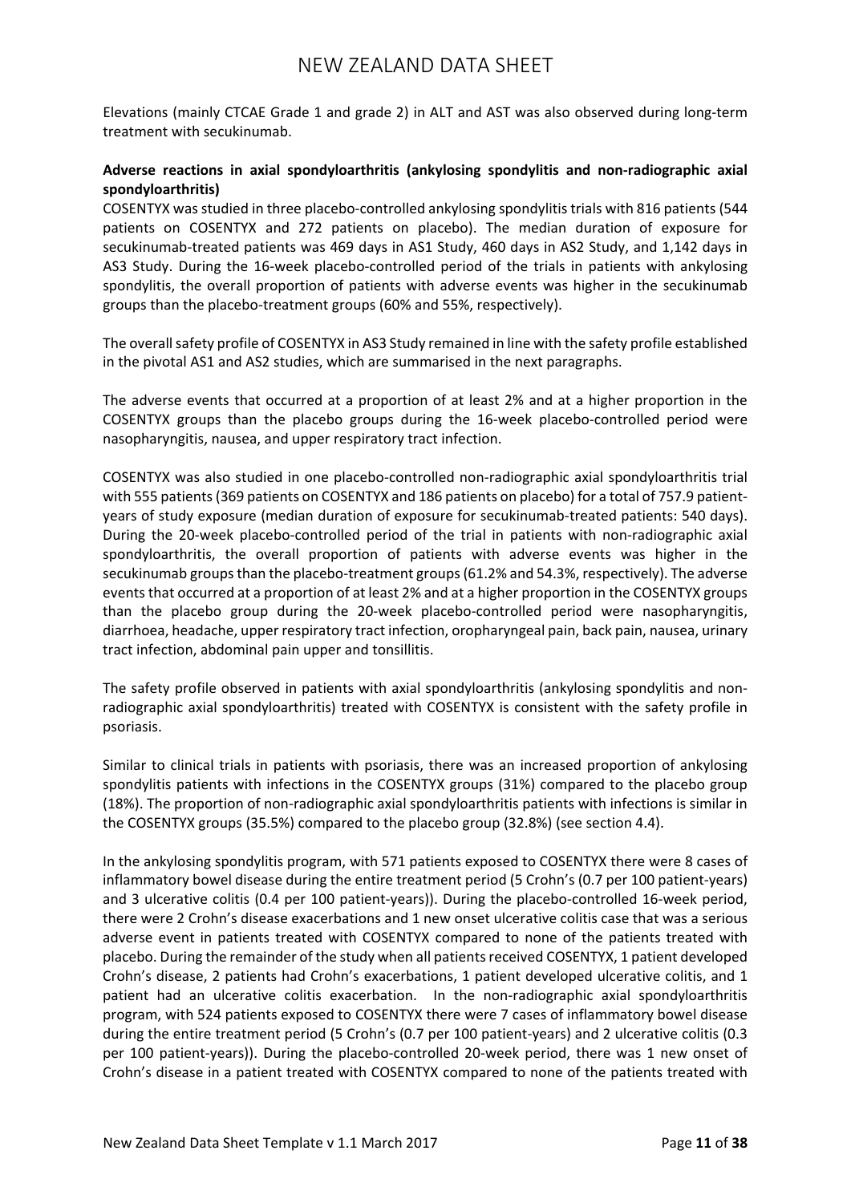Elevations (mainly CTCAE Grade 1 and grade 2) in ALT and AST was also observed during long-term treatment with secukinumab.

**Adverse reactions in axial spondyloarthritis (ankylosing spondylitis and non-radiographic axial spondyloarthritis)**

COSENTYX was studied in three placebo-controlled ankylosing spondylitis trials with 816 patients (544 patients on COSENTYX and 272 patients on placebo). The median duration of exposure for secukinumab-treated patients was 469 days in AS1 Study, 460 days in AS2 Study, and 1,142 days in AS3 Study. During the 16-week placebo-controlled period of the trials in patients with ankylosing spondylitis, the overall proportion of patients with adverse events was higher in the secukinumab groups than the placebo-treatment groups (60% and 55%, respectively).

The overall safety profile of COSENTYX in AS3 Study remained in line with the safety profile established in the pivotal AS1 and AS2 studies, which are summarised in the next paragraphs.

The adverse events that occurred at a proportion of at least 2% and at a higher proportion in the COSENTYX groups than the placebo groups during the 16-week placebo-controlled period were nasopharyngitis, nausea, and upper respiratory tract infection.

COSENTYX was also studied in one placebo-controlled non-radiographic axial spondyloarthritis trial with 555 patients (369 patients on COSENTYX and 186 patients on placebo) for a total of 757.9 patient-years of study exposure (median duration of exposure for secukinumab-treated patients: 540 days). During the 20-week placebo-controlled period of the trial in patients with non-radiographic axial spondyloarthritis, the overall proportion of patients with adverse events was higher in the secukinumab groups than the placebo-treatment groups (61.2% and 54.3%, respectively). The adverse events that occurred at a proportion of at least 2% and at a higher proportion in the COSENTYX groups than the placebo group during the 20-week placebo-controlled period were nasopharyngitis, diarrhoea, headache, upper respiratory tract infection, oropharyngeal pain, back pain, nausea, urinary tract infection, abdominal pain upper and tonsillitis.

The safety profile observed in patients with axial spondyloarthritis (ankylosing spondylitis and non-radiographic axial spondyloarthritis) treated with COSENTYX is consistent with the safety profile in psoriasis.

Similar to clinical trials in patients with psoriasis, there was an increased proportion of ankylosing spondylitis patients with infections in the COSENTYX groups (31%) compared to the placebo group (18%). The proportion of non-radiographic axial spondyloarthritis patients with infections is similar in the COSENTYX groups (35.5%) compared to the placebo group (32.8%) (see section 4.4).

In the ankylosing spondylitis program, with 571 patients exposed to COSENTYX there were 8 cases of inflammatory bowel disease during the entire treatment period (5 Crohn's (0.7 per 100 patient-years) and 3 ulcerative colitis (0.4 per 100 patient-years)). During the placebo-controlled 16-week period, there were 2 Crohn's disease exacerbations and 1 new onset ulcerative colitis case that was a serious adverse event in patients treated with COSENTYX compared to none of the patients treated with placebo. During the remainder of the study when all patients received COSENTYX, 1 patient developed Crohn's disease, 2 patients had Crohn's exacerbations, 1 patient developed ulcerative colitis, and 1 patient had an ulcerative colitis exacerbation. In the non-radiographic axial spondyloarthritis program, with 524 patients exposed to COSENTYX there were 7 cases of inflammatory bowel disease during the entire treatment period (5 Crohn's (0.7 per 100 patient-years) and 2 ulcerative colitis (0.3 per 100 patient-years)). During the placebo-controlled 20-week period, there was 1 new onset of Crohn's disease in a patient treated with COSENTYX compared to none of the patients treated with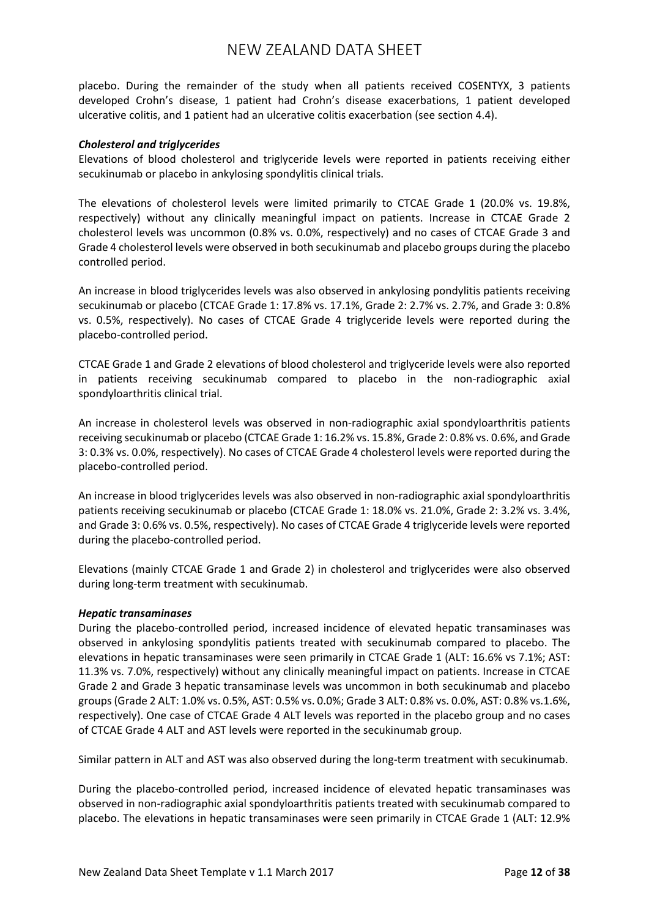placebo. During the remainder of the study when all patients received COSENTYX, 3 patients developed Crohn's disease, 1 patient had Crohn's disease exacerbations, 1 patient developed ulcerative colitis, and 1 patient had an ulcerative colitis exacerbation (see section 4.4).

***Cholesterol and triglycerides***

Elevations of blood cholesterol and triglyceride levels were reported in patients receiving either secukinumab or placebo in ankylosing spondylitis clinical trials.

The elevations of cholesterol levels were limited primarily to CTCAE Grade 1 (20.0% vs. 19.8%, respectively) without any clinically meaningful impact on patients. Increase in CTCAE Grade 2 cholesterol levels was uncommon (0.8% vs. 0.0%, respectively) and no cases of CTCAE Grade 3 and Grade 4 cholesterol levels were observed in both secukinumab and placebo groups during the placebo controlled period.

An increase in blood triglycerides levels was also observed in ankylosing pondylitis patients receiving secukinumab or placebo (CTCAE Grade 1: 17.8% vs. 17.1%, Grade 2: 2.7% vs. 2.7%, and Grade 3: 0.8% vs. 0.5%, respectively). No cases of CTCAE Grade 4 triglyceride levels were reported during the placebo-controlled period.

CTCAE Grade 1 and Grade 2 elevations of blood cholesterol and triglyceride levels were also reported in patients receiving secukinumab compared to placebo in the non-radiographic axial spondyloarthritis clinical trial.

An increase in cholesterol levels was observed in non-radiographic axial spondyloarthritis patients receiving secukinumab or placebo (CTCAE Grade 1: 16.2% vs. 15.8%, Grade 2: 0.8% vs. 0.6%, and Grade 3: 0.3% vs. 0.0%, respectively). No cases of CTCAE Grade 4 cholesterol levels were reported during the placebo-controlled period.

An increase in blood triglycerides levels was also observed in non-radiographic axial spondyloarthritis patients receiving secukinumab or placebo (CTCAE Grade 1: 18.0% vs. 21.0%, Grade 2: 3.2% vs. 3.4%, and Grade 3: 0.6% vs. 0.5%, respectively). No cases of CTCAE Grade 4 triglyceride levels were reported during the placebo-controlled period.

Elevations (mainly CTCAE Grade 1 and Grade 2) in cholesterol and triglycerides were also observed during long-term treatment with secukinumab.

***Hepatic transaminases***

During the placebo-controlled period, increased incidence of elevated hepatic transaminases was observed in ankylosing spondylitis patients treated with secukinumab compared to placebo. The elevations in hepatic transaminases were seen primarily in CTCAE Grade 1 (ALT: 16.6% vs 7.1%; AST: 11.3% vs. 7.0%, respectively) without any clinically meaningful impact on patients. Increase in CTCAE Grade 2 and Grade 3 hepatic transaminase levels was uncommon in both secukinumab and placebo groups (Grade 2 ALT: 1.0% vs. 0.5%, AST: 0.5% vs. 0.0%; Grade 3 ALT: 0.8% vs. 0.0%, AST: 0.8% vs.1.6%, respectively). One case of CTCAE Grade 4 ALT levels was reported in the placebo group and no cases of CTCAE Grade 4 ALT and AST levels were reported in the secukinumab group.

Similar pattern in ALT and AST was also observed during the long-term treatment with secukinumab.

During the placebo-controlled period, increased incidence of elevated hepatic transaminases was observed in non-radiographic axial spondyloarthritis patients treated with secukinumab compared to placebo. The elevations in hepatic transaminases were seen primarily in CTCAE Grade 1 (ALT: 12.9%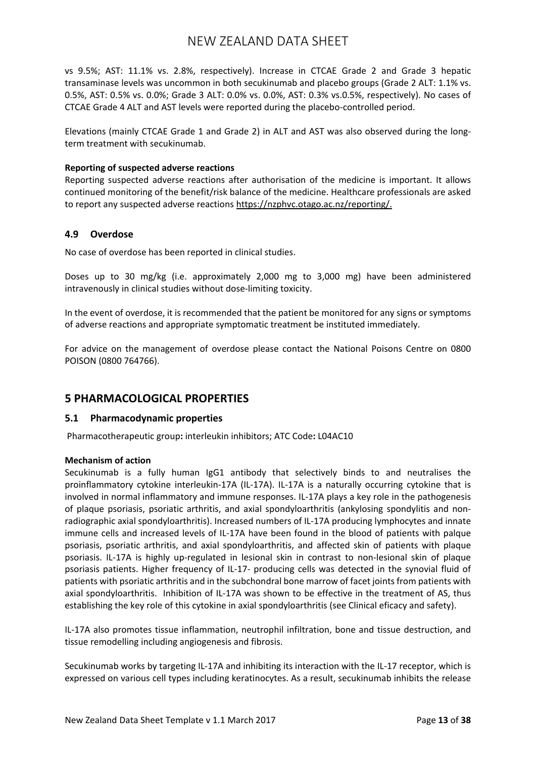vs 9.5%; AST: 11.1% vs. 2.8%, respectively). Increase in CTCAE Grade 2 and Grade 3 hepatic transaminase levels was uncommon in both secukinumab and placebo groups (Grade 2 ALT: 1.1% vs. 0.5%, AST: 0.5% vs. 0.0%; Grade 3 ALT: 0.0% vs. 0.0%, AST: 0.3% vs.0.5%, respectively). No cases of CTCAE Grade 4 ALT and AST levels were reported during the placebo-controlled period.

Elevations (mainly CTCAE Grade 1 and Grade 2) in ALT and AST was also observed during the long-term treatment with secukinumab.

**Reporting of suspected adverse reactions**

Reporting suspected adverse reactions after authorisation of the medicine is important. It allows continued monitoring of the benefit/risk balance of the medicine. Healthcare professionals are asked to report any suspected adverse reactions https://nzphvc.otago.ac.nz/reporting/.

### 4.9 Overdose

No case of overdose has been reported in clinical studies.

Doses up to 30 mg/kg (i.e. approximately 2,000 mg to 3,000 mg) have been administered intravenously in clinical studies without dose-limiting toxicity.

In the event of overdose, it is recommended that the patient be monitored for any signs or symptoms of adverse reactions and appropriate symptomatic treatment be instituted immediately.

For advice on the management of overdose please contact the National Poisons Centre on 0800 POISON (0800 764766).

## 5 PHARMACOLOGICAL PROPERTIES

### 5.1 Pharmacodynamic properties

Pharmacotherapeutic group**:** interleukin inhibitors; ATC Code**:** L04AC10

**Mechanism of action**

Secukinumab is a fully human IgG1 antibody that selectively binds to and neutralises the proinflammatory cytokine interleukin-17A (IL-17A). IL-17A is a naturally occurring cytokine that is involved in normal inflammatory and immune responses. IL-17A plays a key role in the pathogenesis of plaque psoriasis, psoriatic arthritis, and axial spondyloarthritis (ankylosing spondylitis and non-radiographic axial spondyloarthritis). Increased numbers of IL-17A producing lymphocytes and innate immune cells and increased levels of IL-17A have been found in the blood of patients with palque psoriasis, psoriatic arthritis, and axial spondyloarthritis, and affected skin of patients with plaque psoriasis. IL-17A is highly up-regulated in lesional skin in contrast to non-lesional skin of plaque psoriasis patients. Higher frequency of IL-17- producing cells was detected in the synovial fluid of patients with psoriatic arthritis and in the subchondral bone marrow of facet joints from patients with axial spondyloarthritis. Inhibition of IL-17A was shown to be effective in the treatment of AS, thus establishing the key role of this cytokine in axial spondyloarthritis (see Clinical eficacy and safety).

IL-17A also promotes tissue inflammation, neutrophil infiltration, bone and tissue destruction, and tissue remodelling including angiogenesis and fibrosis.

Secukinumab works by targeting IL-17A and inhibiting its interaction with the IL-17 receptor, which is expressed on various cell types including keratinocytes. As a result, secukinumab inhibits the release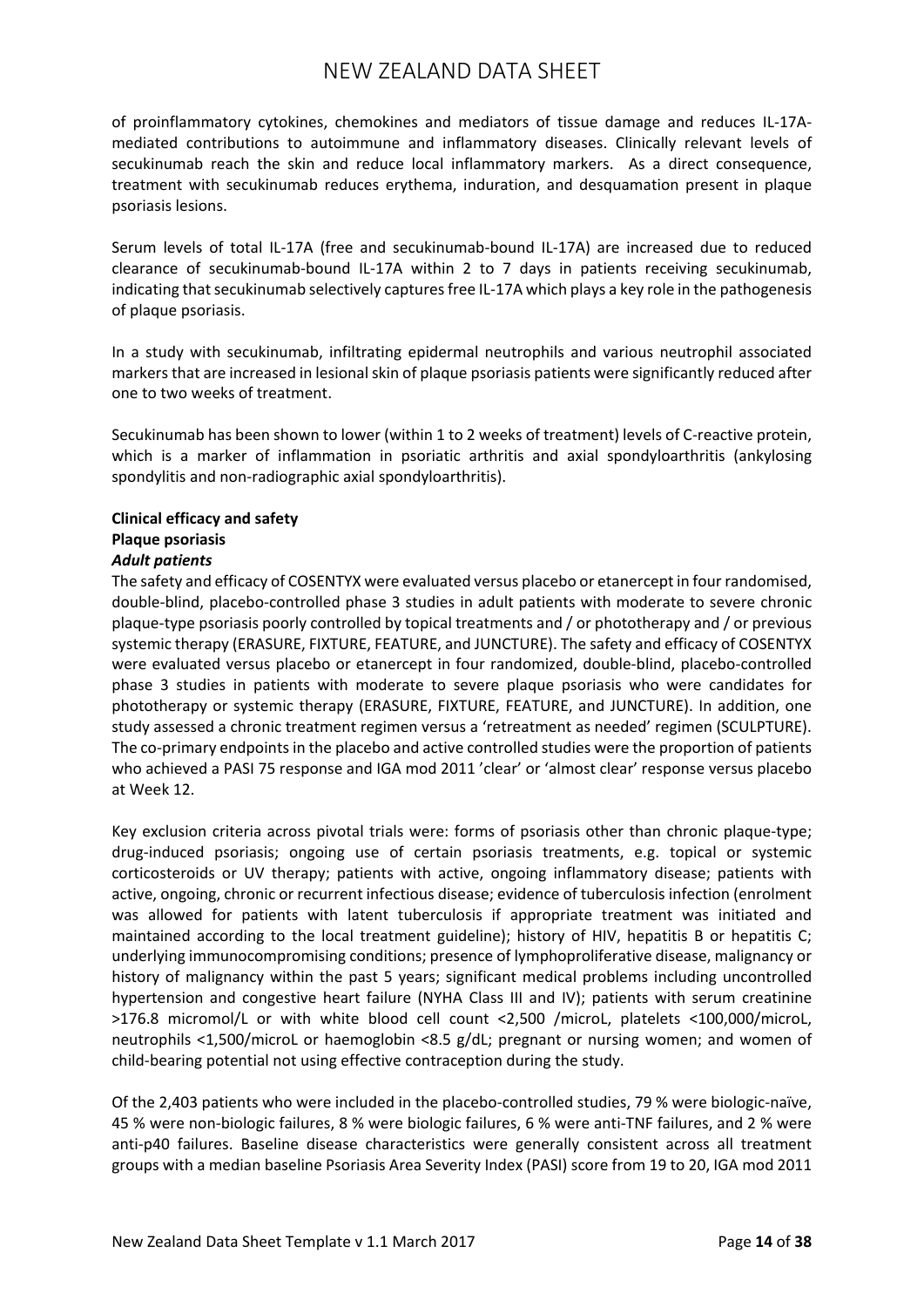of proinflammatory cytokines, chemokines and mediators of tissue damage and reduces IL-17A-mediated contributions to autoimmune and inflammatory diseases. Clinically relevant levels of secukinumab reach the skin and reduce local inflammatory markers. As a direct consequence, treatment with secukinumab reduces erythema, induration, and desquamation present in plaque psoriasis lesions.

Serum levels of total IL-17A (free and secukinumab-bound IL-17A) are increased due to reduced clearance of secukinumab-bound IL-17A within 2 to 7 days in patients receiving secukinumab, indicating that secukinumab selectively captures free IL-17A which plays a key role in the pathogenesis of plaque psoriasis.

In a study with secukinumab, infiltrating epidermal neutrophils and various neutrophil associated markers that are increased in lesional skin of plaque psoriasis patients were significantly reduced after one to two weeks of treatment.

Secukinumab has been shown to lower (within 1 to 2 weeks of treatment) levels of C-reactive protein, which is a marker of inflammation in psoriatic arthritis and axial spondyloarthritis (ankylosing spondylitis and non-radiographic axial spondyloarthritis).

**Clinical efficacy and safety**

**Plaque psoriasis**

***Adult patients***

The safety and efficacy of COSENTYX were evaluated versus placebo or etanercept in four randomised, double-blind, placebo-controlled phase 3 studies in adult patients with moderate to severe chronic plaque-type psoriasis poorly controlled by topical treatments and / or phototherapy and / or previous systemic therapy (ERASURE, FIXTURE, FEATURE, and JUNCTURE). The safety and efficacy of COSENTYX were evaluated versus placebo or etanercept in four randomized, double-blind, placebo-controlled phase 3 studies in patients with moderate to severe plaque psoriasis who were candidates for phototherapy or systemic therapy (ERASURE, FIXTURE, FEATURE, and JUNCTURE). In addition, one study assessed a chronic treatment regimen versus a 'retreatment as needed' regimen (SCULPTURE). The co-primary endpoints in the placebo and active controlled studies were the proportion of patients who achieved a PASI 75 response and IGA mod 2011 'clear' or 'almost clear' response versus placebo at Week 12.

Key exclusion criteria across pivotal trials were: forms of psoriasis other than chronic plaque-type; drug-induced psoriasis; ongoing use of certain psoriasis treatments, e.g. topical or systemic corticosteroids or UV therapy; patients with active, ongoing inflammatory disease; patients with active, ongoing, chronic or recurrent infectious disease; evidence of tuberculosis infection (enrolment was allowed for patients with latent tuberculosis if appropriate treatment was initiated and maintained according to the local treatment guideline); history of HIV, hepatitis B or hepatitis C; underlying immunocompromising conditions; presence of lymphoproliferative disease, malignancy or history of malignancy within the past 5 years; significant medical problems including uncontrolled hypertension and congestive heart failure (NYHA Class III and IV); patients with serum creatinine >176.8 micromol/L or with white blood cell count <2,500 /microL, platelets <100,000/microL, neutrophils <1,500/microL or haemoglobin <8.5 g/dL; pregnant or nursing women; and women of child-bearing potential not using effective contraception during the study.

Of the 2,403 patients who were included in the placebo-controlled studies, 79 % were biologic-naïve, 45 % were non-biologic failures, 8 % were biologic failures, 6 % were anti-TNF failures, and 2 % were anti-p40 failures. Baseline disease characteristics were generally consistent across all treatment groups with a median baseline Psoriasis Area Severity Index (PASI) score from 19 to 20, IGA mod 2011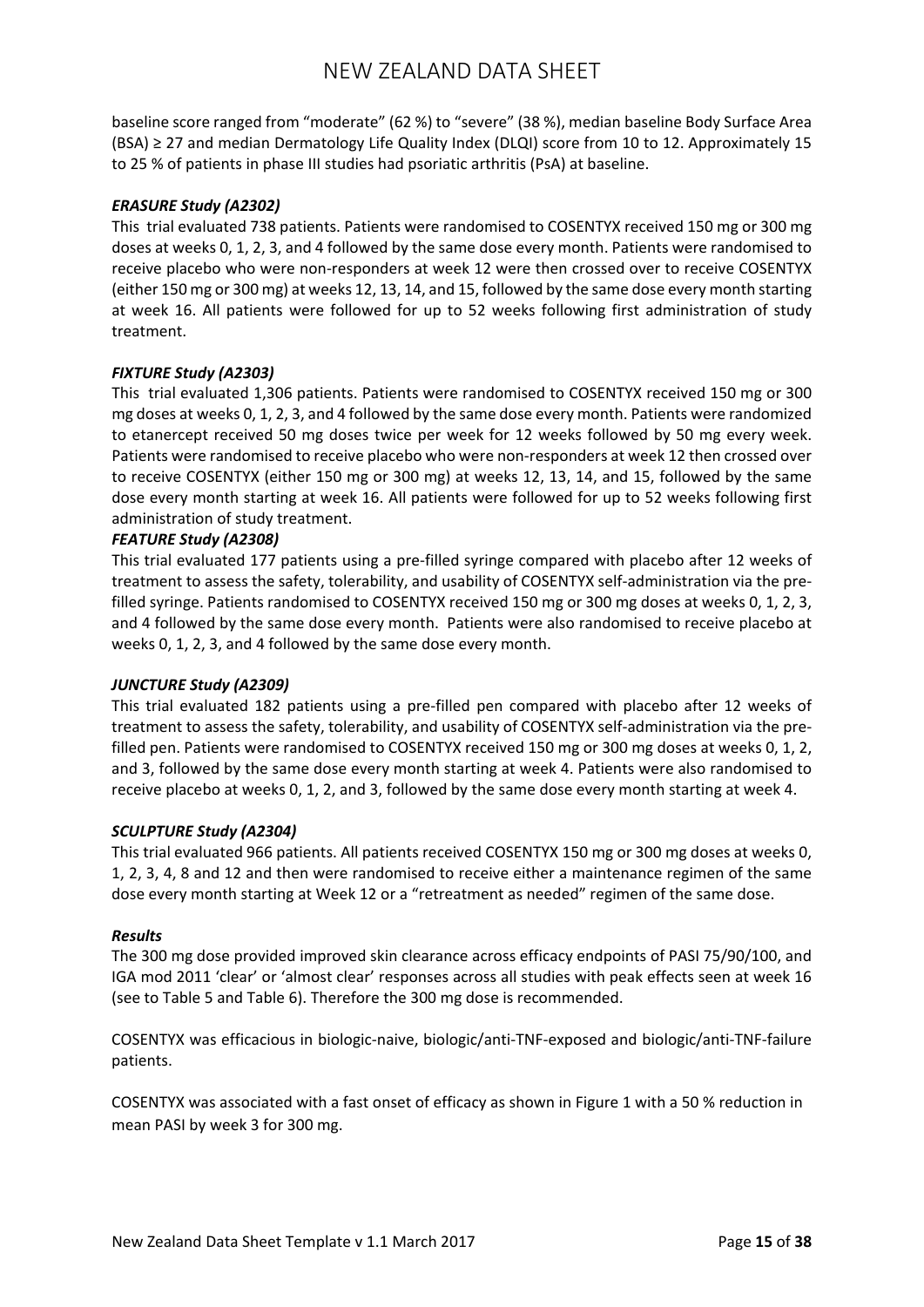baseline score ranged from "moderate" (62 %) to "severe" (38 %), median baseline Body Surface Area (BSA) ≥ 27 and median Dermatology Life Quality Index (DLQI) score from 10 to 12. Approximately 15 to 25 % of patients in phase III studies had psoriatic arthritis (PsA) at baseline.

***ERASURE Study (A2302)***

This trial evaluated 738 patients. Patients were randomised to COSENTYX received 150 mg or 300 mg doses at weeks 0, 1, 2, 3, and 4 followed by the same dose every month. Patients were randomised to receive placebo who were non-responders at week 12 were then crossed over to receive COSENTYX (either 150 mg or 300 mg) at weeks 12, 13, 14, and 15, followed by the same dose every month starting at week 16. All patients were followed for up to 52 weeks following first administration of study treatment.

***FIXTURE Study (A2303)***

This trial evaluated 1,306 patients. Patients were randomised to COSENTYX received 150 mg or 300 mg doses at weeks 0, 1, 2, 3, and 4 followed by the same dose every month. Patients were randomized to etanercept received 50 mg doses twice per week for 12 weeks followed by 50 mg every week. Patients were randomised to receive placebo who were non-responders at week 12 then crossed over to receive COSENTYX (either 150 mg or 300 mg) at weeks 12, 13, 14, and 15, followed by the same dose every month starting at week 16. All patients were followed for up to 52 weeks following first administration of study treatment.

***FEATURE Study (A2308)***

This trial evaluated 177 patients using a pre-filled syringe compared with placebo after 12 weeks of treatment to assess the safety, tolerability, and usability of COSENTYX self-administration via the pre-filled syringe. Patients randomised to COSENTYX received 150 mg or 300 mg doses at weeks 0, 1, 2, 3, and 4 followed by the same dose every month. Patients were also randomised to receive placebo at weeks 0, 1, 2, 3, and 4 followed by the same dose every month.

***JUNCTURE Study (A2309)***

This trial evaluated 182 patients using a pre-filled pen compared with placebo after 12 weeks of treatment to assess the safety, tolerability, and usability of COSENTYX self-administration via the pre-filled pen. Patients were randomised to COSENTYX received 150 mg or 300 mg doses at weeks 0, 1, 2, and 3, followed by the same dose every month starting at week 4. Patients were also randomised to receive placebo at weeks 0, 1, 2, and 3, followed by the same dose every month starting at week 4.

***SCULPTURE Study (A2304)***

This trial evaluated 966 patients. All patients received COSENTYX 150 mg or 300 mg doses at weeks 0, 1, 2, 3, 4, 8 and 12 and then were randomised to receive either a maintenance regimen of the same dose every month starting at Week 12 or a "retreatment as needed" regimen of the same dose.

***Results***

The 300 mg dose provided improved skin clearance across efficacy endpoints of PASI 75/90/100, and IGA mod 2011 'clear' or 'almost clear' responses across all studies with peak effects seen at week 16 (see to Table 5 and Table 6). Therefore the 300 mg dose is recommended.

COSENTYX was efficacious in biologic-naive, biologic/anti-TNF-exposed and biologic/anti-TNF-failure patients.

COSENTYX was associated with a fast onset of efficacy as shown in Figure 1 with a 50 % reduction in mean PASI by week 3 for 300 mg.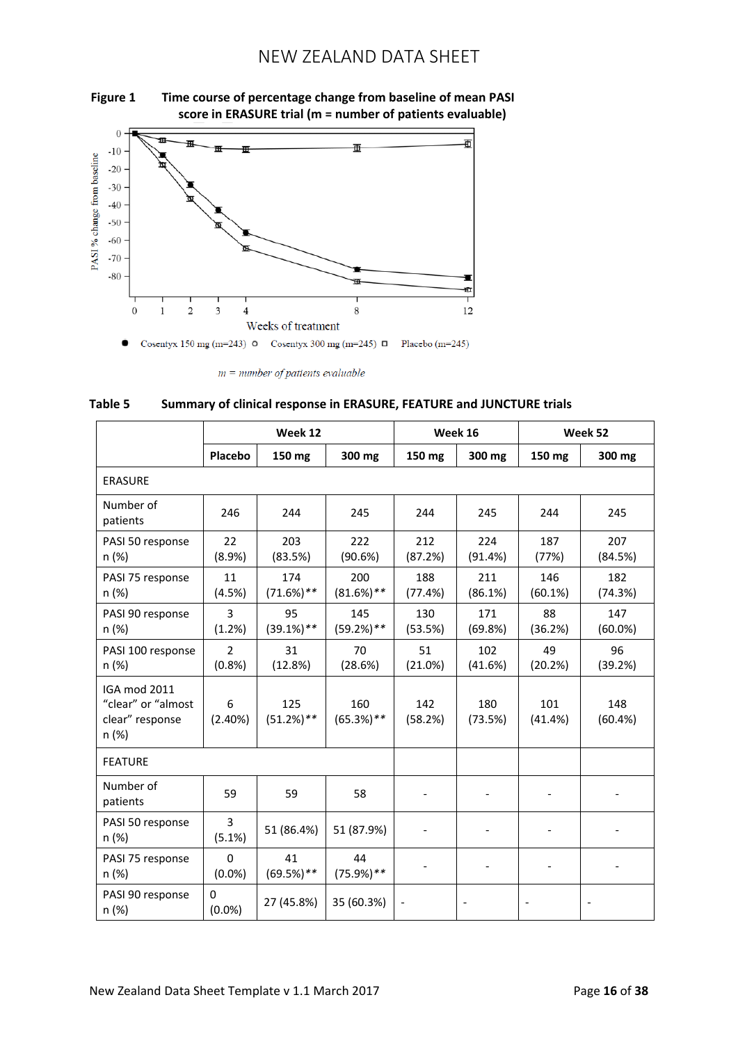**Figure 1 Time course of percentage change from baseline of mean PASI score in ERASURE trial (m = number of patients evaluable)**

*m = number of patients evaluable*

**Table 5 Summary of clinical response in ERASURE, FEATURE and JUNCTURE trials**

| | Week 12 | | | Week 16 | | Week 52 | |
|---|---|---|---|---|---|---|---|
| | Placebo | 150 mg | 300 mg | 150 mg | 300 mg | 150 mg | 300 mg |
| ERASURE | | | | | | | |
| Number of patients | 246 | 244 | 245 | 244 | 245 | 244 | 245 |
| PASI 50 response n (%) | 22 (8.9%) | 203 (83.5%) | 222 (90.6%) | 212 (87.2%) | 224 (91.4%) | 187 (77%) | 207 (84.5%) |
| PASI 75 response n (%) | 11 (4.5%) | 174 (71.6%)** | 200 (81.6%)** | 188 (77.4%) | 211 (86.1%) | 146 (60.1%) | 182 (74.3%) |
| PASI 90 response n (%) | 3 (1.2%) | 95 (39.1%)** | 145 (59.2%)** | 130 (53.5%) | 171 (69.8%) | 88 (36.2%) | 147 (60.0%) |
| PASI 100 response n (%) | 2 (0.8%) | 31 (12.8%) | 70 (28.6%) | 51 (21.0%) | 102 (41.6%) | 49 (20.2%) | 96 (39.2%) |
| IGA mod 2011 "clear" or "almost clear" response n (%) | 6 (2.40%) | 125 (51.2%)** | 160 (65.3%)** | 142 (58.2%) | 180 (73.5%) | 101 (41.4%) | 148 (60.4%) |
| FEATURE | | | | | | | |
| Number of patients | 59 | 59 | 58 | - | - | - | - |
| PASI 50 response n (%) | 3 (5.1%) | 51 (86.4%) | 51 (87.9%) | - | - | - | - |
| PASI 75 response n (%) | 0 (0.0%) | 41 (69.5%)** | 44 (75.9%)** | - | - | - | - |
| PASI 90 response n (%) | 0 (0.0%) | 27 (45.8%) | 35 (60.3%) | - | - | - | - |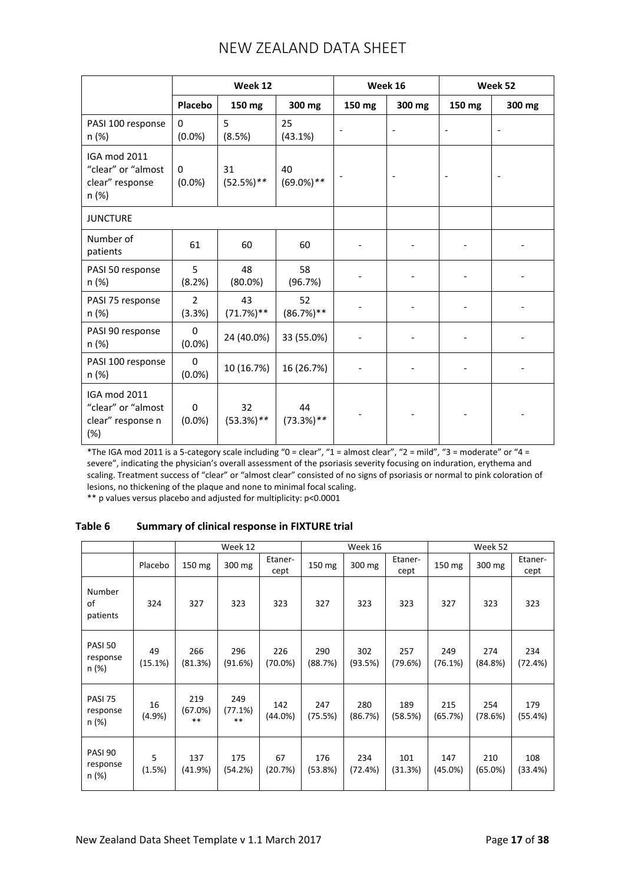| | Week 12 | | | Week 16 | | Week 52 | |
|---|---|---|---|---|---|---|---|
| | Placebo | 150 mg | 300 mg | 150 mg | 300 mg | 150 mg | 300 mg |
| PASI 100 response n (%) | 0 (0.0%) | 5 (8.5%) | 25 (43.1%) | - | - | - | - |
| IGA mod 2011 “clear” or “almost clear” response n (%) | 0 (0.0%) | 31 (52.5%)** | 40 (69.0%)** | - | - | - | - |
| JUNCTURE | | | | | | | |
| Number of patients | 61 | 60 | 60 | - | - | - | - |
| PASI 50 response n (%) | 5 (8.2%) | 48 (80.0%) | 58 (96.7%) | - | - | - | - |
| PASI 75 response n (%) | 2 (3.3%) | 43 (71.7%)** | 52 (86.7%)** | - | - | - | - |
| PASI 90 response n (%) | 0 (0.0%) | 24 (40.0%) | 33 (55.0%) | - | - | - | - |
| PASI 100 response n (%) | 0 (0.0%) | 10 (16.7%) | 16 (26.7%) | - | - | - | - |
| IGA mod 2011 “clear” or “almost clear” response n (%) | 0 (0.0%) | 32 (53.3%)** | 44 (73.3%)** | - | - | - | - |

*The IGA mod 2011 is a 5-category scale including “0 = clear”, “1 = almost clear”, “2 = mild”, “3 = moderate” or “4 = severe”, indicating the physician’s overall assessment of the psoriasis severity focusing on induration, erythema and scaling. Treatment success of “clear” or “almost clear” consisted of no signs of psoriasis or normal to pink coloration of lesions, no thickening of the plaque and none to minimal focal scaling.

** p values versus placebo and adjusted for multiplicity: p<0.0001

**Table 6 Summary of clinical response in FIXTURE trial**

| | Week 12 | | | | Week 16 | | | Week 52 | | |
|---|---|---|---|---|---|---|---|---|---|---|
| | Placebo | 150 mg | 300 mg | Etanercept | 150 mg | 300 mg | Etanercept | 150 mg | 300 mg | Etanercept |
| Number of patients | 324 | 327 | 323 | 323 | 327 | 323 | 323 | 327 | 323 | 323 |
| PASI 50 response n (%) | 49 (15.1%) | 266 (81.3%) | 296 (91.6%) | 226 (70.0%) | 290 (88.7%) | 302 (93.5%) | 257 (79.6%) | 249 (76.1%) | 274 (84.8%) | 234 (72.4%) |
| PASI 75 response n (%) | 16 (4.9%) | 219 (67.0%) ** | 249 (77.1%) ** | 142 (44.0%) | 247 (75.5%) | 280 (86.7%) | 189 (58.5%) | 215 (65.7%) | 254 (78.6%) | 179 (55.4%) |
| PASI 90 response n (%) | 5 (1.5%) | 137 (41.9%) | 175 (54.2%) | 67 (20.7%) | 176 (53.8%) | 234 (72.4%) | 101 (31.3%) | 147 (45.0%) | 210 (65.0%) | 108 (33.4%) |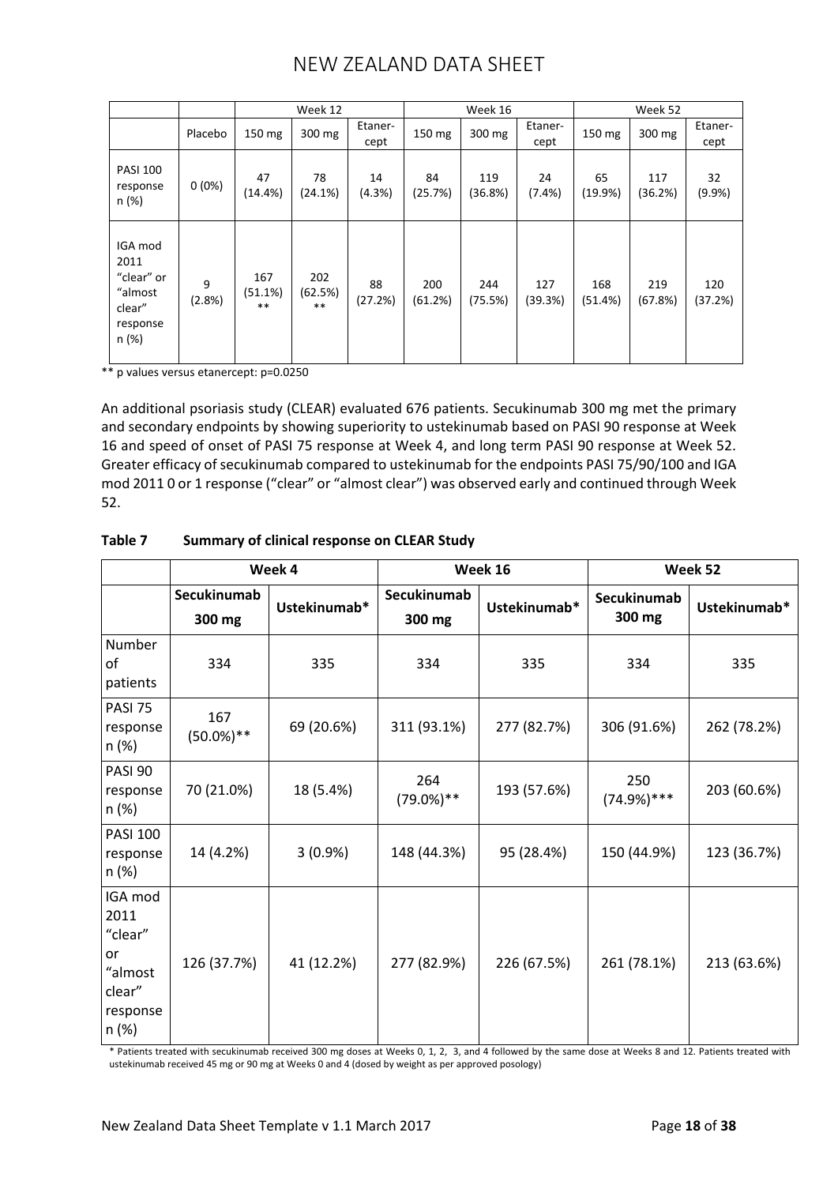| | | Week 12 | | | Week 16 | | | Week 52 | | |
|---|---|---|---|---|---|---|---|---|---|---|
| | Placebo | 150 mg | 300 mg | Etaner-cept | 150 mg | 300 mg | Etaner-cept | 150 mg | 300 mg | Etaner-cept |
| PASI 100 response n (%) | 0 (0%) | 47 (14.4%) | 78 (24.1%) | 14 (4.3%) | 84 (25.7%) | 119 (36.8%) | 24 (7.4%) | 65 (19.9%) | 117 (36.2%) | 32 (9.9%) |
| IGA mod 2011 "clear" or "almost clear" response n (%) | 9 (2.8%) | 167 (51.1%) ** | 202 (62.5%) ** | 88 (27.2%) | 200 (61.2%) | 244 (75.5%) | 127 (39.3%) | 168 (51.4%) | 219 (67.8%) | 120 (37.2%) |

** p values versus etanercept: p=0.0250

An additional psoriasis study (CLEAR) evaluated 676 patients. Secukinumab 300 mg met the primary and secondary endpoints by showing superiority to ustekinumab based on PASI 90 response at Week 16 and speed of onset of PASI 75 response at Week 4, and long term PASI 90 response at Week 52. Greater efficacy of secukinumab compared to ustekinumab for the endpoints PASI 75/90/100 and IGA mod 2011 0 or 1 response ("clear" or "almost clear") was observed early and continued through Week 52.

**Table 7 Summary of clinical response on CLEAR Study**

| | Week 4 | | Week 16 | | Week 52 | |
|---|---|---|---|---|---|---|
| | Secukinumab 300 mg | Ustekinumab* | Secukinumab 300 mg | Ustekinumab* | Secukinumab 300 mg | Ustekinumab* |
| Number of patients | 334 | 335 | 334 | 335 | 334 | 335 |
| PASI 75 response n (%) | 167 (50.0%)** | 69 (20.6%) | 311 (93.1%) | 277 (82.7%) | 306 (91.6%) | 262 (78.2%) |
| PASI 90 response n (%) | 70 (21.0%) | 18 (5.4%) | 264 (79.0%)** | 193 (57.6%) | 250 (74.9%)*** | 203 (60.6%) |
| PASI 100 response n (%) | 14 (4.2%) | 3 (0.9%) | 148 (44.3%) | 95 (28.4%) | 150 (44.9%) | 123 (36.7%) |
| IGA mod 2011 "clear" or "almost clear" response n (%) | 126 (37.7%) | 41 (12.2%) | 277 (82.9%) | 226 (67.5%) | 261 (78.1%) | 213 (63.6%) |

* Patients treated with secukinumab received 300 mg doses at Weeks 0, 1, 2, 3, and 4 followed by the same dose at Weeks 8 and 12. Patients treated with ustekinumab received 45 mg or 90 mg at Weeks 0 and 4 (dosed by weight as per approved posology)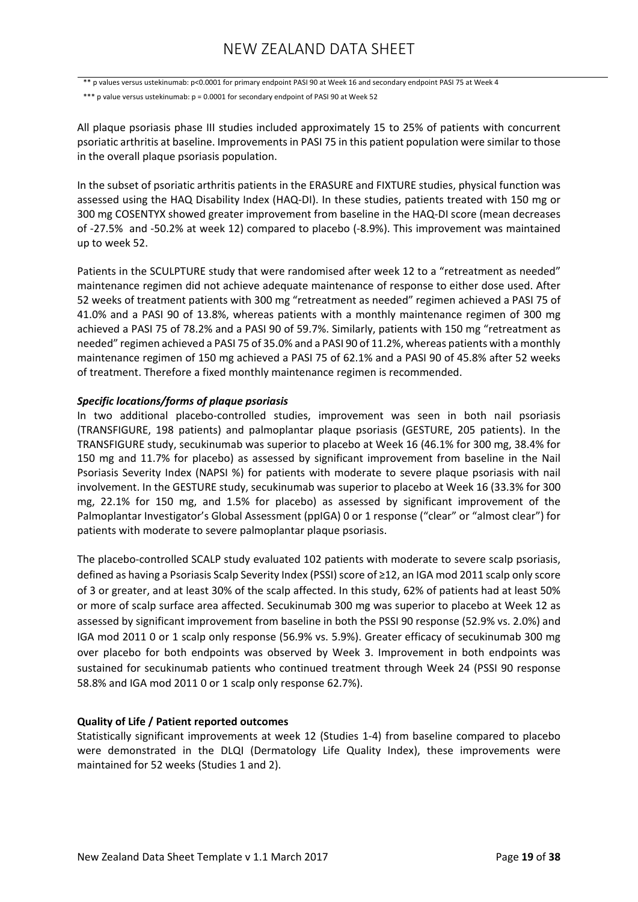** p values versus ustekinumab: p<0.0001 for primary endpoint PASI 90 at Week 16 and secondary endpoint PASI 75 at Week 4

*** p value versus ustekinumab: p = 0.0001 for secondary endpoint of PASI 90 at Week 52

All plaque psoriasis phase III studies included approximately 15 to 25% of patients with concurrent psoriatic arthritis at baseline. Improvements in PASI 75 in this patient population were similar to those in the overall plaque psoriasis population.

In the subset of psoriatic arthritis patients in the ERASURE and FIXTURE studies, physical function was assessed using the HAQ Disability Index (HAQ-DI). In these studies, patients treated with 150 mg or 300 mg COSENTYX showed greater improvement from baseline in the HAQ-DI score (mean decreases of -27.5% and -50.2% at week 12) compared to placebo (-8.9%). This improvement was maintained up to week 52.

Patients in the SCULPTURE study that were randomised after week 12 to a "retreatment as needed" maintenance regimen did not achieve adequate maintenance of response to either dose used. After 52 weeks of treatment patients with 300 mg "retreatment as needed" regimen achieved a PASI 75 of 41.0% and a PASI 90 of 13.8%, whereas patients with a monthly maintenance regimen of 300 mg achieved a PASI 75 of 78.2% and a PASI 90 of 59.7%. Similarly, patients with 150 mg "retreatment as needed" regimen achieved a PASI 75 of 35.0% and a PASI 90 of 11.2%, whereas patients with a monthly maintenance regimen of 150 mg achieved a PASI 75 of 62.1% and a PASI 90 of 45.8% after 52 weeks of treatment. Therefore a fixed monthly maintenance regimen is recommended.

***Specific locations/forms of plaque psoriasis***

In two additional placebo-controlled studies, improvement was seen in both nail psoriasis (TRANSFIGURE, 198 patients) and palmoplantar plaque psoriasis (GESTURE, 205 patients). In the TRANSFIGURE study, secukinumab was superior to placebo at Week 16 (46.1% for 300 mg, 38.4% for 150 mg and 11.7% for placebo) as assessed by significant improvement from baseline in the Nail Psoriasis Severity Index (NAPSI %) for patients with moderate to severe plaque psoriasis with nail involvement. In the GESTURE study, secukinumab was superior to placebo at Week 16 (33.3% for 300 mg, 22.1% for 150 mg, and 1.5% for placebo) as assessed by significant improvement of the Palmoplantar Investigator's Global Assessment (ppIGA) 0 or 1 response ("clear" or "almost clear") for patients with moderate to severe palmoplantar plaque psoriasis.

The placebo-controlled SCALP study evaluated 102 patients with moderate to severe scalp psoriasis, defined as having a Psoriasis Scalp Severity Index (PSSI) score of ≥12, an IGA mod 2011 scalp only score of 3 or greater, and at least 30% of the scalp affected. In this study, 62% of patients had at least 50% or more of scalp surface area affected. Secukinumab 300 mg was superior to placebo at Week 12 as assessed by significant improvement from baseline in both the PSSI 90 response (52.9% vs. 2.0%) and IGA mod 2011 0 or 1 scalp only response (56.9% vs. 5.9%). Greater efficacy of secukinumab 300 mg over placebo for both endpoints was observed by Week 3. Improvement in both endpoints was sustained for secukinumab patients who continued treatment through Week 24 (PSSI 90 response 58.8% and IGA mod 2011 0 or 1 scalp only response 62.7%).

**Quality of Life / Patient reported outcomes**

Statistically significant improvements at week 12 (Studies 1-4) from baseline compared to placebo were demonstrated in the DLQI (Dermatology Life Quality Index), these improvements were maintained for 52 weeks (Studies 1 and 2).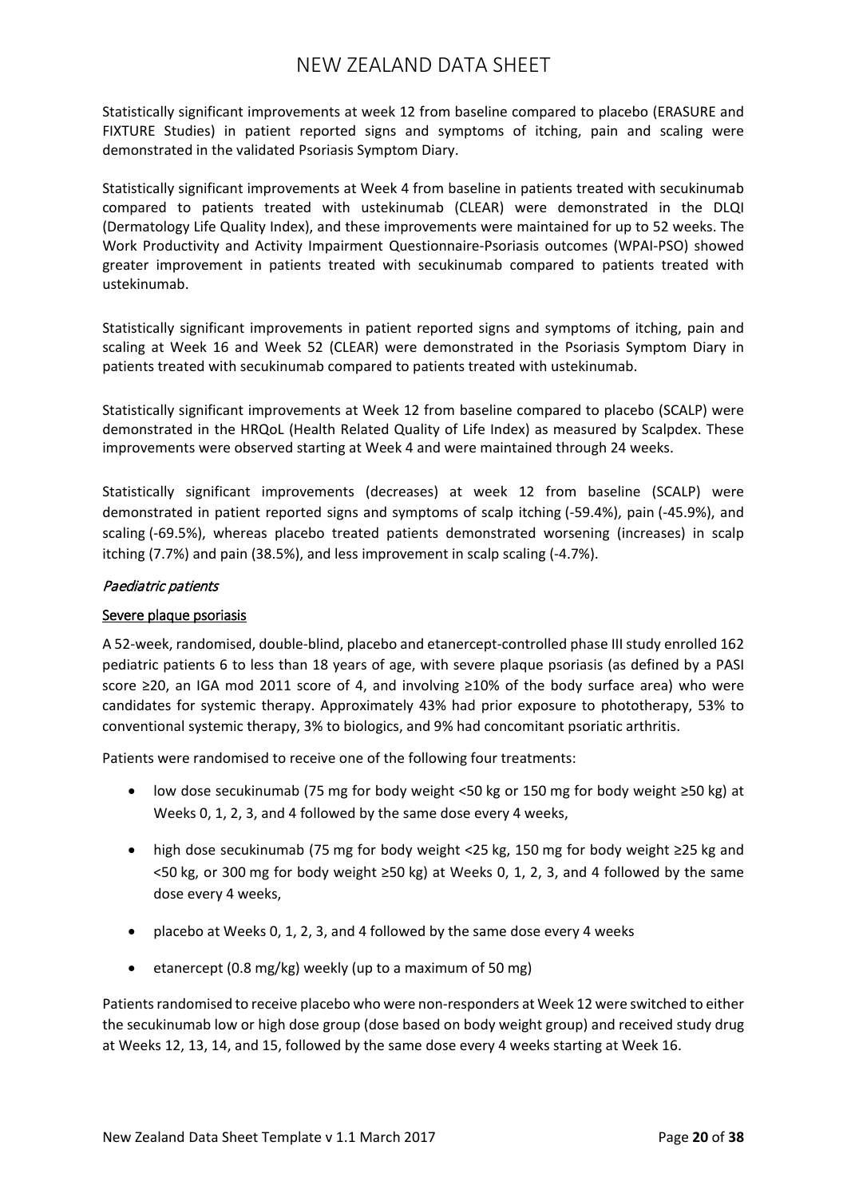Statistically significant improvements at week 12 from baseline compared to placebo (ERASURE and FIXTURE Studies) in patient reported signs and symptoms of itching, pain and scaling were demonstrated in the validated Psoriasis Symptom Diary.

Statistically significant improvements at Week 4 from baseline in patients treated with secukinumab compared to patients treated with ustekinumab (CLEAR) were demonstrated in the DLQI (Dermatology Life Quality Index), and these improvements were maintained for up to 52 weeks. The Work Productivity and Activity Impairment Questionnaire-Psoriasis outcomes (WPAI-PSO) showed greater improvement in patients treated with secukinumab compared to patients treated with ustekinumab.

Statistically significant improvements in patient reported signs and symptoms of itching, pain and scaling at Week 16 and Week 52 (CLEAR) were demonstrated in the Psoriasis Symptom Diary in patients treated with secukinumab compared to patients treated with ustekinumab.

Statistically significant improvements at Week 12 from baseline compared to placebo (SCALP) were demonstrated in the HRQoL (Health Related Quality of Life Index) as measured by Scalpdex. These improvements were observed starting at Week 4 and were maintained through 24 weeks.

Statistically significant improvements (decreases) at week 12 from baseline (SCALP) were demonstrated in patient reported signs and symptoms of scalp itching (-59.4%), pain (-45.9%), and scaling (-69.5%), whereas placebo treated patients demonstrated worsening (increases) in scalp itching (7.7%) and pain (38.5%), and less improvement in scalp scaling (-4.7%).

### *Paediatric patients*

#### Severe plaque psoriasis

A 52-week, randomised, double-blind, placebo and etanercept-controlled phase III study enrolled 162 pediatric patients 6 to less than 18 years of age, with severe plaque psoriasis (as defined by a PASI score ≥20, an IGA mod 2011 score of 4, and involving ≥10% of the body surface area) who were candidates for systemic therapy. Approximately 43% had prior exposure to phototherapy, 53% to conventional systemic therapy, 3% to biologics, and 9% had concomitant psoriatic arthritis.

Patients were randomised to receive one of the following four treatments:

- low dose secukinumab (75 mg for body weight <50 kg or 150 mg for body weight ≥50 kg) at Weeks 0, 1, 2, 3, and 4 followed by the same dose every 4 weeks,
- high dose secukinumab (75 mg for body weight <25 kg, 150 mg for body weight ≥25 kg and <50 kg, or 300 mg for body weight ≥50 kg) at Weeks 0, 1, 2, 3, and 4 followed by the same dose every 4 weeks,
- placebo at Weeks 0, 1, 2, 3, and 4 followed by the same dose every 4 weeks
- etanercept (0.8 mg/kg) weekly (up to a maximum of 50 mg)

Patients randomised to receive placebo who were non-responders at Week 12 were switched to either the secukinumab low or high dose group (dose based on body weight group) and received study drug at Weeks 12, 13, 14, and 15, followed by the same dose every 4 weeks starting at Week 16.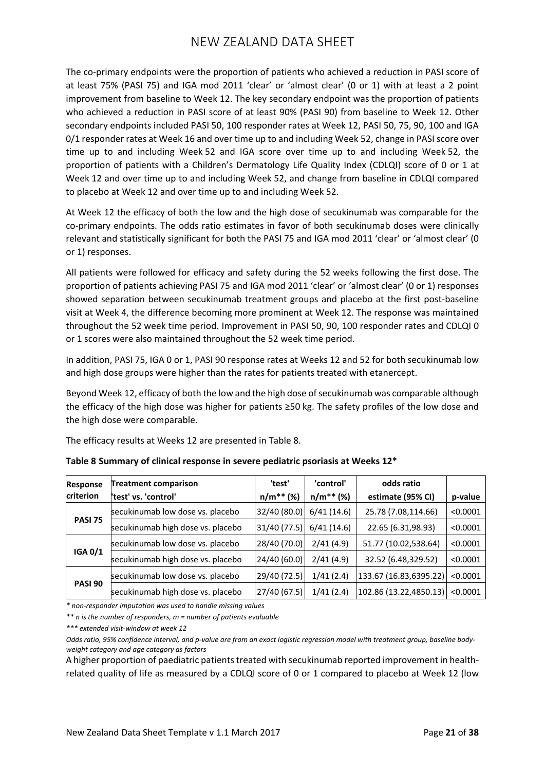The co-primary endpoints were the proportion of patients who achieved a reduction in PASI score of at least 75% (PASI 75) and IGA mod 2011 'clear' or 'almost clear' (0 or 1) with at least a 2 point improvement from baseline to Week 12. The key secondary endpoint was the proportion of patients who achieved a reduction in PASI score of at least 90% (PASI 90) from baseline to Week 12. Other secondary endpoints included PASI 50, 100 responder rates at Week 12, PASI 50, 75, 90, 100 and IGA 0/1 responder rates at Week 16 and over time up to and including Week 52, change in PASI score over time up to and including Week 52 and IGA score over time up to and including Week 52, the proportion of patients with a Children's Dermatology Life Quality Index (CDLQI) score of 0 or 1 at Week 12 and over time up to and including Week 52, and change from baseline in CDLQI compared to placebo at Week 12 and over time up to and including Week 52.

At Week 12 the efficacy of both the low and the high dose of secukinumab was comparable for the co-primary endpoints. The odds ratio estimates in favor of both secukinumab doses were clinically relevant and statistically significant for both the PASI 75 and IGA mod 2011 'clear' or 'almost clear' (0 or 1) responses.

All patients were followed for efficacy and safety during the 52 weeks following the first dose. The proportion of patients achieving PASI 75 and IGA mod 2011 'clear' or 'almost clear' (0 or 1) responses showed separation between secukinumab treatment groups and placebo at the first post-baseline visit at Week 4, the difference becoming more prominent at Week 12. The response was maintained throughout the 52 week time period. Improvement in PASI 50, 90, 100 responder rates and CDLQI 0 or 1 scores were also maintained throughout the 52 week time period.

In addition, PASI 75, IGA 0 or 1, PASI 90 response rates at Weeks 12 and 52 for both secukinumab low and high dose groups were higher than the rates for patients treated with etanercept.

Beyond Week 12, efficacy of both the low and the high dose of secukinumab was comparable although the efficacy of the high dose was higher for patients ≥50 kg. The safety profiles of the low dose and the high dose were comparable.

The efficacy results at Weeks 12 are presented in Table 8.

**Table 8 Summary of clinical response in severe pediatric psoriasis at Weeks 12***

| Response criterion | Treatment comparison 'test' vs. 'control' | 'test' n/m** (%) | 'control' n/m** (%) | odds ratio estimate (95% CI) | p-value |
|---|---|---|---|---|---|
| PASI 75 | secukinumab low dose vs. placebo | 32/40 (80.0) | 6/41 (14.6) | 25.78 (7.08,114.66) | <0.0001 |
| | secukinumab high dose vs. placebo | 31/40 (77.5) | 6/41 (14.6) | 22.65 (6.31,98.93) | <0.0001 |
| IGA 0/1 | secukinumab low dose vs. placebo | 28/40 (70.0) | 2/41 (4.9) | 51.77 (10.02,538.64) | <0.0001 |
| | secukinumab high dose vs. placebo | 24/40 (60.0) | 2/41 (4.9) | 32.52 (6.48,329.52) | <0.0001 |
| PASI 90 | secukinumab low dose vs. placebo | 29/40 (72.5) | 1/41 (2.4) | 133.67 (16.83,6395.22) | <0.0001 |
| | secukinumab high dose vs. placebo | 27/40 (67.5) | 1/41 (2.4) | 102.86 (13.22,4850.13) | <0.0001 |

*\* non-responder imputation was used to handle missing values*

*\*\* n is the number of responders, m = number of patients evaluable*

*\*\*\* extended visit-window at week 12*

*Odds ratio, 95% confidence interval, and p-value are from an exact logistic regression model with treatment group, baseline body-weight category and age category as factors*

A higher proportion of paediatric patients treated with secukinumab reported improvement in health-related quality of life as measured by a CDLQI score of 0 or 1 compared to placebo at Week 12 (low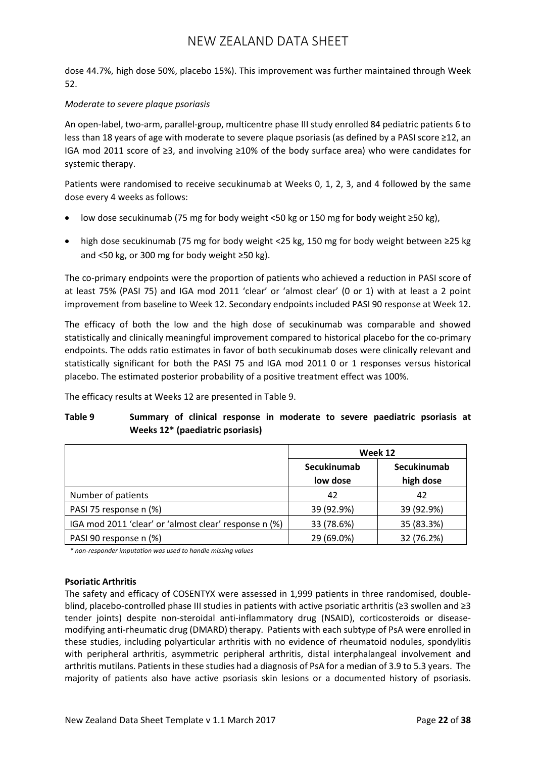dose 44.7%, high dose 50%, placebo 15%). This improvement was further maintained through Week 52.

*Moderate to severe plaque psoriasis*

An open-label, two-arm, parallel-group, multicentre phase III study enrolled 84 pediatric patients 6 to less than 18 years of age with moderate to severe plaque psoriasis (as defined by a PASI score ≥12, an IGA mod 2011 score of ≥3, and involving ≥10% of the body surface area) who were candidates for systemic therapy.

Patients were randomised to receive secukinumab at Weeks 0, 1, 2, 3, and 4 followed by the same dose every 4 weeks as follows:

- low dose secukinumab (75 mg for body weight <50 kg or 150 mg for body weight ≥50 kg),
- high dose secukinumab (75 mg for body weight <25 kg, 150 mg for body weight between ≥25 kg and <50 kg, or 300 mg for body weight ≥50 kg).

The co-primary endpoints were the proportion of patients who achieved a reduction in PASI score of at least 75% (PASI 75) and IGA mod 2011 'clear' or 'almost clear' (0 or 1) with at least a 2 point improvement from baseline to Week 12. Secondary endpoints included PASI 90 response at Week 12.

The efficacy of both the low and the high dose of secukinumab was comparable and showed statistically and clinically meaningful improvement compared to historical placebo for the co-primary endpoints. The odds ratio estimates in favor of both secukinumab doses were clinically relevant and statistically significant for both the PASI 75 and IGA mod 2011 0 or 1 responses versus historical placebo. The estimated posterior probability of a positive treatment effect was 100%.

The efficacy results at Weeks 12 are presented in Table 9.

**Table 9 Summary of clinical response in moderate to severe paediatric psoriasis at Weeks 12\* (paediatric psoriasis)**

| | Week 12 | |
|---|---|---|
| | **Secukinumab low dose** | **Secukinumab high dose** |
| Number of patients | 42 | 42 |
| PASI 75 response n (%) | 39 (92.9%) | 39 (92.9%) |
| IGA mod 2011 'clear' or 'almost clear' response n (%) | 33 (78.6%) | 35 (83.3%) |
| PASI 90 response n (%) | 29 (69.0%) | 32 (76.2%) |

*\* non-responder imputation was used to handle missing values*

**Psoriatic Arthritis**

The safety and efficacy of COSENTYX were assessed in 1,999 patients in three randomised, double-blind, placebo-controlled phase III studies in patients with active psoriatic arthritis (≥3 swollen and ≥3 tender joints) despite non-steroidal anti-inflammatory drug (NSAID), corticosteroids or disease-modifying anti-rheumatic drug (DMARD) therapy. Patients with each subtype of PsA were enrolled in these studies, including polyarticular arthritis with no evidence of rheumatoid nodules, spondylitis with peripheral arthritis, asymmetric peripheral arthritis, distal interphalangeal involvement and arthritis mutilans. Patients in these studies had a diagnosis of PsA for a median of 3.9 to 5.3 years. The majority of patients also have active psoriasis skin lesions or a documented history of psoriasis.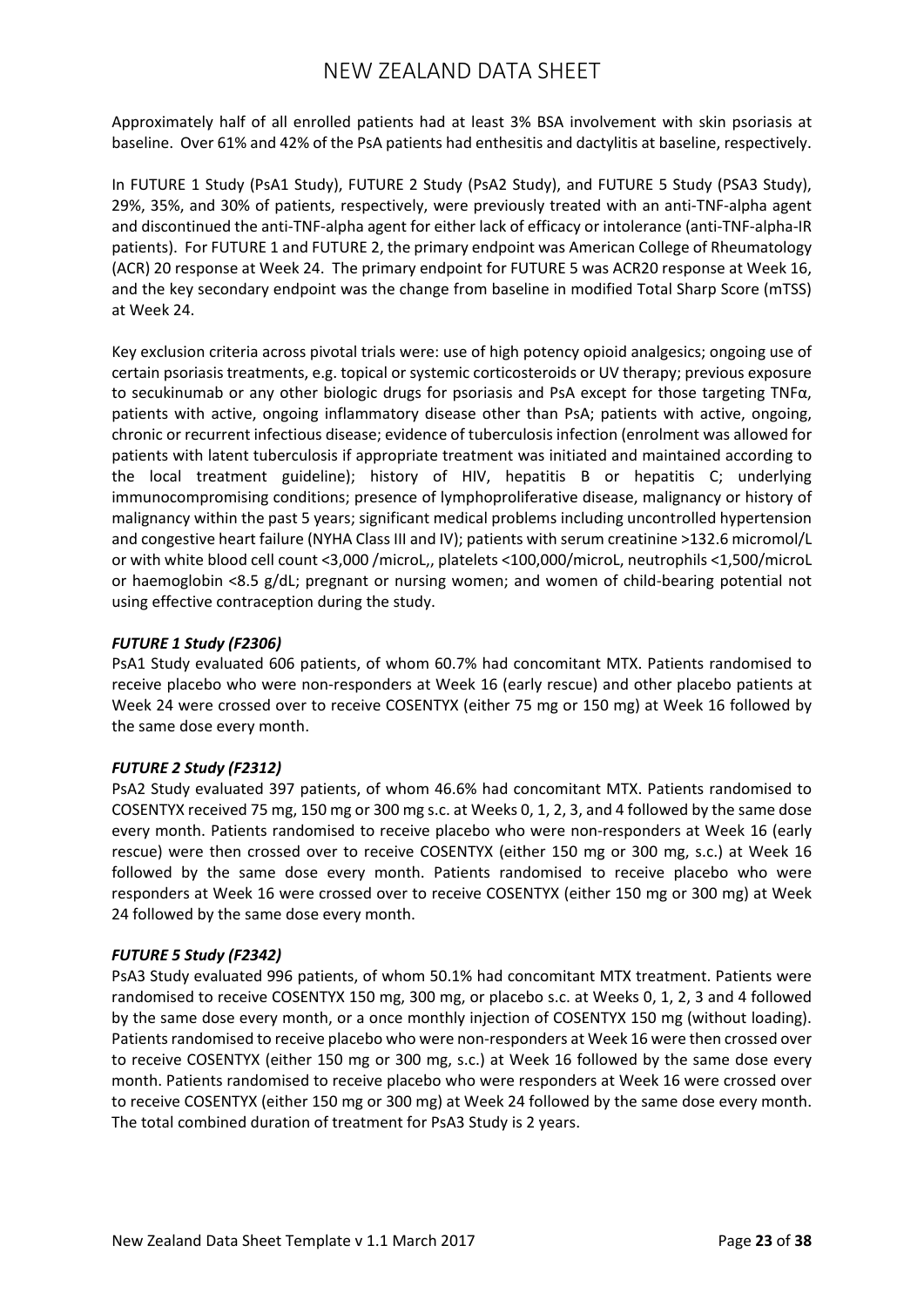Approximately half of all enrolled patients had at least 3% BSA involvement with skin psoriasis at baseline. Over 61% and 42% of the PsA patients had enthesitis and dactylitis at baseline, respectively.

In FUTURE 1 Study (PsA1 Study), FUTURE 2 Study (PsA2 Study), and FUTURE 5 Study (PSA3 Study), 29%, 35%, and 30% of patients, respectively, were previously treated with an anti-TNF-alpha agent and discontinued the anti-TNF-alpha agent for either lack of efficacy or intolerance (anti-TNF-alpha-IR patients). For FUTURE 1 and FUTURE 2, the primary endpoint was American College of Rheumatology (ACR) 20 response at Week 24. The primary endpoint for FUTURE 5 was ACR20 response at Week 16, and the key secondary endpoint was the change from baseline in modified Total Sharp Score (mTSS) at Week 24.

Key exclusion criteria across pivotal trials were: use of high potency opioid analgesics; ongoing use of certain psoriasis treatments, e.g. topical or systemic corticosteroids or UV therapy; previous exposure to secukinumab or any other biologic drugs for psoriasis and PsA except for those targeting TNFα, patients with active, ongoing inflammatory disease other than PsA; patients with active, ongoing, chronic or recurrent infectious disease; evidence of tuberculosis infection (enrolment was allowed for patients with latent tuberculosis if appropriate treatment was initiated and maintained according to the local treatment guideline); history of HIV, hepatitis B or hepatitis C; underlying immunocompromising conditions; presence of lymphoproliferative disease, malignancy or history of malignancy within the past 5 years; significant medical problems including uncontrolled hypertension and congestive heart failure (NYHA Class III and IV); patients with serum creatinine >132.6 micromol/L or with white blood cell count <3,000 /microL,, platelets <100,000/microL, neutrophils <1,500/microL or haemoglobin <8.5 g/dL; pregnant or nursing women; and women of child-bearing potential not using effective contraception during the study.

***FUTURE 1 Study (F2306)***

PsA1 Study evaluated 606 patients, of whom 60.7% had concomitant MTX. Patients randomised to receive placebo who were non-responders at Week 16 (early rescue) and other placebo patients at Week 24 were crossed over to receive COSENTYX (either 75 mg or 150 mg) at Week 16 followed by the same dose every month.

***FUTURE 2 Study (F2312)***

PsA2 Study evaluated 397 patients, of whom 46.6% had concomitant MTX. Patients randomised to COSENTYX received 75 mg, 150 mg or 300 mg s.c. at Weeks 0, 1, 2, 3, and 4 followed by the same dose every month. Patients randomised to receive placebo who were non-responders at Week 16 (early rescue) were then crossed over to receive COSENTYX (either 150 mg or 300 mg, s.c.) at Week 16 followed by the same dose every month. Patients randomised to receive placebo who were responders at Week 16 were crossed over to receive COSENTYX (either 150 mg or 300 mg) at Week 24 followed by the same dose every month.

***FUTURE 5 Study (F2342)***

PsA3 Study evaluated 996 patients, of whom 50.1% had concomitant MTX treatment. Patients were randomised to receive COSENTYX 150 mg, 300 mg, or placebo s.c. at Weeks 0, 1, 2, 3 and 4 followed by the same dose every month, or a once monthly injection of COSENTYX 150 mg (without loading). Patients randomised to receive placebo who were non-responders at Week 16 were then crossed over to receive COSENTYX (either 150 mg or 300 mg, s.c.) at Week 16 followed by the same dose every month. Patients randomised to receive placebo who were responders at Week 16 were crossed over to receive COSENTYX (either 150 mg or 300 mg) at Week 24 followed by the same dose every month. The total combined duration of treatment for PsA3 Study is 2 years.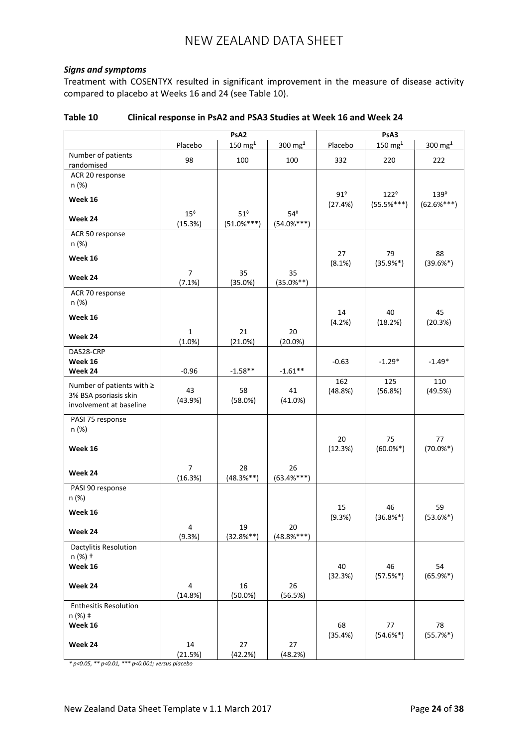### *Signs and symptoms*

Treatment with COSENTYX resulted in significant improvement in the measure of disease activity compared to placebo at Weeks 16 and 24 (see Table 10).

**Table 10 Clinical response in PsA2 and PSA3 Studies at Week 16 and Week 24**

| | PsA2 | | | PsA3 | | |
|---|---|---|---|---|---|---|
| | Placebo | 150 mg[1] | 300 mg[1] | Placebo | 150 mg[1] | 300 mg[1] |
| Number of patients randomised | 98 | 100 | 100 | 332 | 220 | 222 |
| ACR 20 response n (%) | | | | | | |
| **Week 16** | | | | 91◊ (27.4%) | 122◊ (55.5%***) | 139◊ (62.6%***) |
| **Week 24** | 15◊ (15.3%) | 51◊ (51.0%***) | 54◊ (54.0%***) | | | |
| ACR 50 response n (%) | | | | | | |
| **Week 16** | | | | 27 (8.1%) | 79 (35.9%*) | 88 (39.6%*) |
| **Week 24** | 7 (7.1%) | 35 (35.0%) | 35 (35.0%**) | | | |
| ACR 70 response n (%) | | | | | | |
| **Week 16** | | | | 14 (4.2%) | 40 (18.2%) | 45 (20.3%) |
| **Week 24** | 1 (1.0%) | 21 (21.0%) | 20 (20.0%) | | | |
| DAS28-CRP | | | | | | |
| **Week 16** | | | | -0.63 | -1.29* | -1.49* |
| **Week 24** | -0.96 | -1.58** | -1.61** | | | |
| Number of patients with ≥ 3% BSA psoriasis skin involvement at baseline | 43 (43.9%) | 58 (58.0%) | 41 (41.0%) | 162 (48.8%) | 125 (56.8%) | 110 (49.5%) |
| PASI 75 response n (%) | | | | | | |
| **Week 16** | | | | 20 (12.3%) | 75 (60.0%*) | 77 (70.0%*) |
| **Week 24** | 7 (16.3%) | 28 (48.3%**) | 26 (63.4%***) | | | |
| PASI 90 response n (%) | | | | | | |
| **Week 16** | | | | 15 (9.3%) | 46 (36.8%*) | 59 (53.6%*) |
| **Week 24** | 4 (9.3%) | 19 (32.8%**) | 20 (48.8%***) | | | |
| Dactylitis Resolution n (%) † | | | | | | |
| **Week 16** | | | | 40 (32.3%) | 46 (57.5%*) | 54 (65.9%*) |
| **Week 24** | 4 (14.8%) | 16 (50.0%) | 26 (56.5%) | | | |
| Enthesitis Resolution n (%) ‡ | | | | | | |
| **Week 16** | | | | 68 (35.4%) | 77 (54.6%*) | 78 (55.7%*) |
| **Week 24** | 14 (21.5%) | 27 (42.2%) | 27 (48.2%) | | | |

*\* p<0.05, \*\* p<0.01, \*\*\* p<0.001; versus placebo*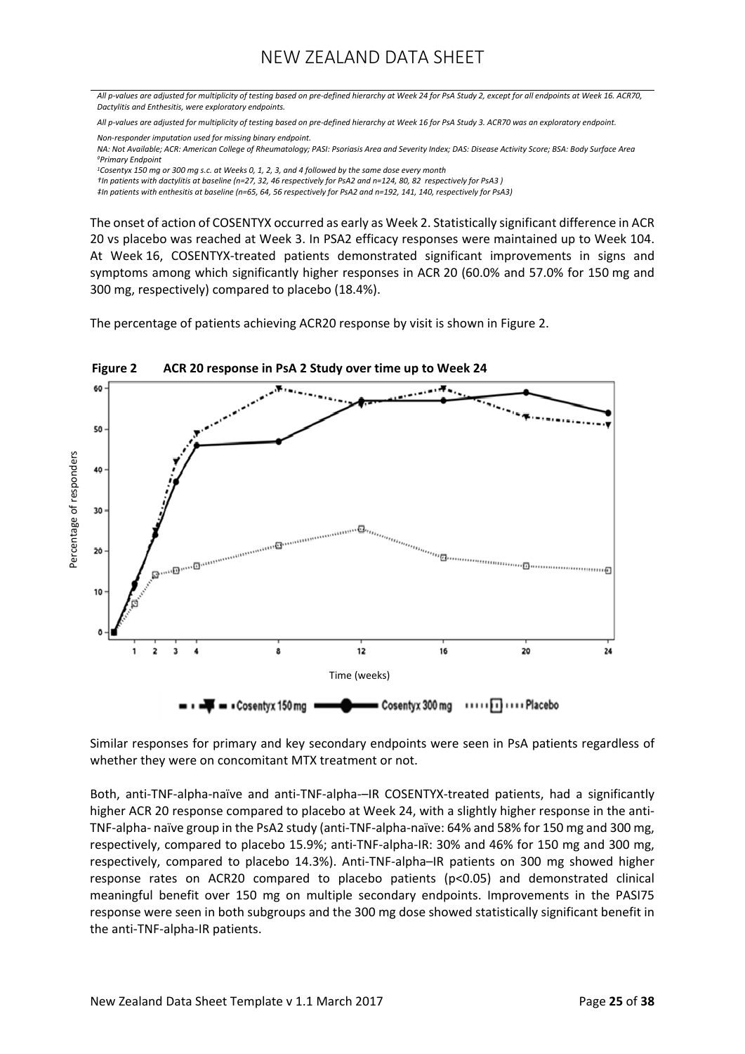*All p-values are adjusted for multiplicity of testing based on pre-defined hierarchy at Week 24 for PsA Study 2, except for all endpoints at Week 16. ACR70, Dactylitis and Enthesitis, were exploratory endpoints.*

*All p-values are adjusted for multiplicity of testing based on pre-defined hierarchy at Week 16 for PsA Study 3. ACR70 was an exploratory endpoint.*

*Non-responder imputation used for missing binary endpoint.*

*NA: Not Available; ACR: American College of Rheumatology; PASI: Psoriasis Area and Severity Index; DAS: Disease Activity Score; BSA: Body Surface Area*

*[◊]Primary Endpoint*

*[1]Cosentyx 150 mg or 300 mg s.c. at Weeks 0, 1, 2, 3, and 4 followed by the same dose every month*

*†In patients with dactylitis at baseline (n=27, 32, 46 respectively for PsA2 and n=124, 80, 82 respectively for PsA3 )*

*‡In patients with enthesitis at baseline (n=65, 64, 56 respectively for PsA2 and n=192, 141, 140, respectively for PsA3)*

The onset of action of COSENTYX occurred as early as Week 2. Statistically significant difference in ACR 20 vs placebo was reached at Week 3. In PSA2 efficacy responses were maintained up to Week 104. At Week 16, COSENTYX-treated patients demonstrated significant improvements in signs and symptoms among which significantly higher responses in ACR 20 (60.0% and 57.0% for 150 mg and 300 mg, respectively) compared to placebo (18.4%).

The percentage of patients achieving ACR20 response by visit is shown in Figure 2.

**Figure 2 ACR 20 response in PsA 2 Study over time up to Week 24**

Similar responses for primary and key secondary endpoints were seen in PsA patients regardless of whether they were on concomitant MTX treatment or not.

Both, anti-TNF-alpha-naïve and anti-TNF-alpha-–IR COSENTYX-treated patients, had a significantly higher ACR 20 response compared to placebo at Week 24, with a slightly higher response in the anti-TNF-alpha- naïve group in the PsA2 study (anti-TNF-alpha-naïve: 64% and 58% for 150 mg and 300 mg, respectively, compared to placebo 15.9%; anti-TNF-alpha-IR: 30% and 46% for 150 mg and 300 mg, respectively, compared to placebo 14.3%). Anti-TNF-alpha–IR patients on 300 mg showed higher response rates on ACR20 compared to placebo patients ($p<0.05$) and demonstrated clinical meaningful benefit over 150 mg on multiple secondary endpoints. Improvements in the PASI75 response were seen in both subgroups and the 300 mg dose showed statistically significant benefit in the anti-TNF-alpha-IR patients.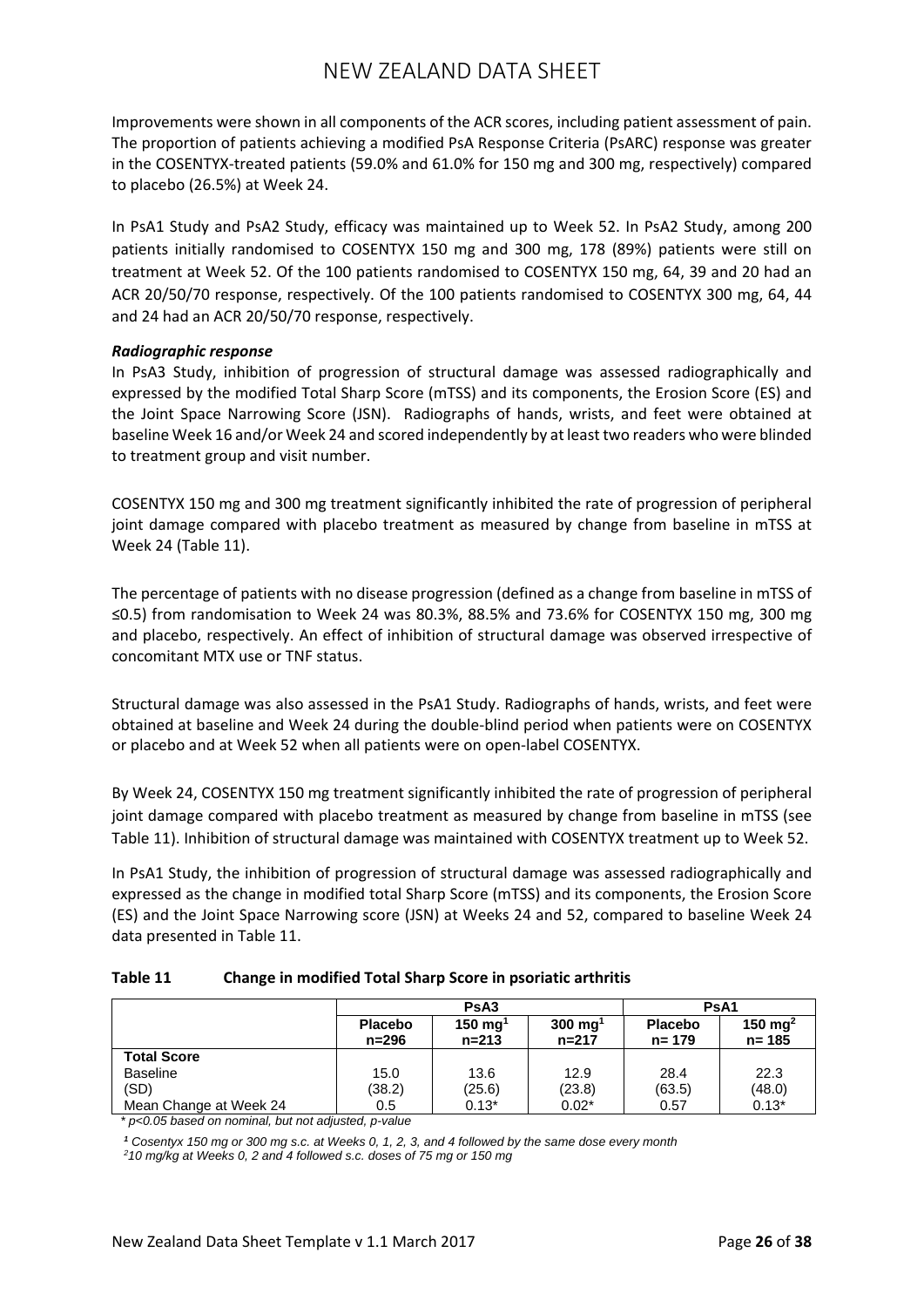Improvements were shown in all components of the ACR scores, including patient assessment of pain. The proportion of patients achieving a modified PsA Response Criteria (PsARC) response was greater in the COSENTYX-treated patients (59.0% and 61.0% for 150 mg and 300 mg, respectively) compared to placebo (26.5%) at Week 24.

In PsA1 Study and PsA2 Study, efficacy was maintained up to Week 52. In PsA2 Study, among 200 patients initially randomised to COSENTYX 150 mg and 300 mg, 178 (89%) patients were still on treatment at Week 52. Of the 100 patients randomised to COSENTYX 150 mg, 64, 39 and 20 had an ACR 20/50/70 response, respectively. Of the 100 patients randomised to COSENTYX 300 mg, 64, 44 and 24 had an ACR 20/50/70 response, respectively.

***Radiographic response***

In PsA3 Study, inhibition of progression of structural damage was assessed radiographically and expressed by the modified Total Sharp Score (mTSS) and its components, the Erosion Score (ES) and the Joint Space Narrowing Score (JSN). Radiographs of hands, wrists, and feet were obtained at baseline Week 16 and/or Week 24 and scored independently by at least two readers who were blinded to treatment group and visit number.

COSENTYX 150 mg and 300 mg treatment significantly inhibited the rate of progression of peripheral joint damage compared with placebo treatment as measured by change from baseline in mTSS at Week 24 (Table 11).

The percentage of patients with no disease progression (defined as a change from baseline in mTSS of ≤0.5) from randomisation to Week 24 was 80.3%, 88.5% and 73.6% for COSENTYX 150 mg, 300 mg and placebo, respectively. An effect of inhibition of structural damage was observed irrespective of concomitant MTX use or TNF status.

Structural damage was also assessed in the PsA1 Study. Radiographs of hands, wrists, and feet were obtained at baseline and Week 24 during the double-blind period when patients were on COSENTYX or placebo and at Week 52 when all patients were on open-label COSENTYX.

By Week 24, COSENTYX 150 mg treatment significantly inhibited the rate of progression of peripheral joint damage compared with placebo treatment as measured by change from baseline in mTSS (see Table 11). Inhibition of structural damage was maintained with COSENTYX treatment up to Week 52.

In PsA1 Study, the inhibition of progression of structural damage was assessed radiographically and expressed as the change in modified total Sharp Score (mTSS) and its components, the Erosion Score (ES) and the Joint Space Narrowing score (JSN) at Weeks 24 and 52, compared to baseline Week 24 data presented in Table 11.

**Table 11 Change in modified Total Sharp Score in psoriatic arthritis**

| | PsA3 | | | PsA1 | |
|---|---|---|---|---|---|
| | Placebo n=296 | 150 mg[1] n=213 | 300 mg[1] n=217 | Placebo n= 179 | 150 mg[2] n= 185 |
| **Total Score** | | | | | |
| Baseline | 15.0 | 13.6 | 12.9 | 28.4 | 22.3 |
| (SD) | (38.2) | (25.6) | (23.8) | (63.5) | (48.0) |
| Mean Change at Week 24 | 0.5 | 0.13* | 0.02* | 0.57 | 0.13* |

*\* p<0.05 based on nominal, but not adjusted, p-value*

*[1] Cosentyx 150 mg or 300 mg s.c. at Weeks 0, 1, 2, 3, and 4 followed by the same dose every month*

*[2] 10 mg/kg at Weeks 0, 2 and 4 followed s.c. doses of 75 mg or 150 mg*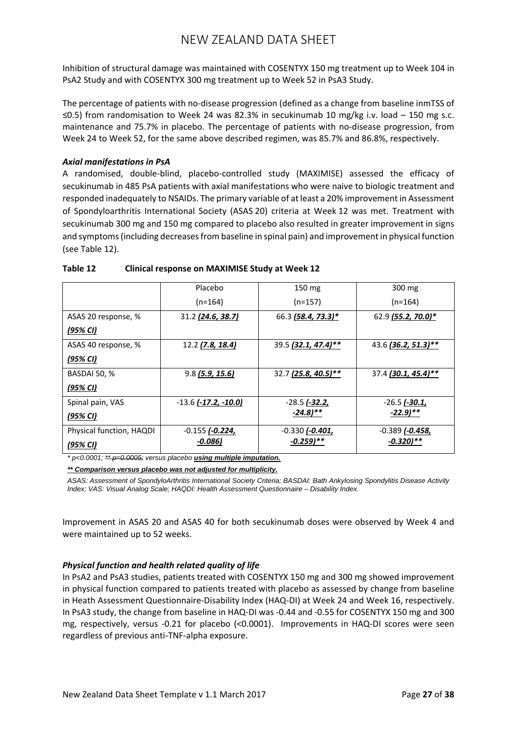Inhibition of structural damage was maintained with COSENTYX 150 mg treatment up to Week 104 in PsA2 Study and with COSENTYX 300 mg treatment up to Week 52 in PsA3 Study.

The percentage of patients with no-disease progression (defined as a change from baseline inmTSS of ≤0.5) from randomisation to Week 24 was 82.3% in secukinumab 10 mg/kg i.v. load – 150 mg s.c. maintenance and 75.7% in placebo. The percentage of patients with no-disease progression, from Week 24 to Week 52, for the same above described regimen, was 85.7% and 86.8%, respectively.

### *Axial manifestations in PsA*

A randomised, double-blind, placebo-controlled study (MAXIMISE) assessed the efficacy of secukinumab in 485 PsA patients with axial manifestations who were naive to biologic treatment and responded inadequately to NSAIDs. The primary variable of at least a 20% improvement in Assessment of Spondyloarthritis International Society (ASAS 20) criteria at Week 12 was met. Treatment with secukinumab 300 mg and 150 mg compared to placebo also resulted in greater improvement in signs and symptoms (including decreases from baseline in spinal pain) and improvement in physical function (see Table 12).

**Table 12 Clinical response on MAXIMISE Study at Week 12**

| | Placebo (n=164) | 150 mg (n=157) | 300 mg (n=164) |
|---|---|---|---|
| ASAS 20 response, % ***(95% CI)*** | 31.2 ***(24.6, 38.7)*** | 66.3 ***(58.4, 73.3)**** | 62.9 ***(55.2, 70.0)**** |
| ASAS 40 response, % ***(95% CI)*** | 12.2 ***(7.8, 18.4)*** | 39.5 ***(32.1, 47.4)***** | 43.6 ***(36.2, 51.3)***** |
| BASDAI 50, % ***(95% CI)*** | 9.8 ***(5.9, 15.6)*** | 32.7 ***(25.8, 40.5)***** | 37.4 ***(30.1, 45.4)***** |
| Spinal pain, VAS ***(95% CI)*** | -13.6 ***(-17.2, -10.0)*** | -28.5 ***(-32.2, -24.8)***** | -26.5 ***(-30.1, -22.9)***** |
| Physical function, HAQDI ***(95% CI)*** | -0.155 ***(-0.224, -0.086)*** | -0.330 ***(-0.401, -0.259)***** | -0.389 ***(-0.458, -0.320)***** |

*\* p<0.0001; ~~\*\* p=0.0005;~~ versus placebo **using multiple imputation.***

***\*\* Comparison versus placebo was not adjusted for multiplicity.***

*ASAS: Assessment of SpondyloArthritis International Society Criteria; BASDAI: Bath Ankylosing Spondylitis Disease Activity Index; VAS: Visual Analog Scale; HAQDI: Health Assessment Questionnaire – Disability Index.*

Improvement in ASAS 20 and ASAS 40 for both secukinumab doses were observed by Week 4 and were maintained up to 52 weeks.

### *Physical function and health related quality of life*

In PsA2 and PsA3 studies, patients treated with COSENTYX 150 mg and 300 mg showed improvement in physical function compared to patients treated with placebo as assessed by change from baseline in Heath Assessment Questionnaire-Disability Index (HAQ-DI) at Week 24 and Week 16, respectively. In PsA3 study, the change from baseline in HAQ-DI was -0.44 and -0.55 for COSENTYX 150 mg and 300 mg, respectively, versus -0.21 for placebo (<0.0001). Improvements in HAQ-DI scores were seen regardless of previous anti-TNF-alpha exposure.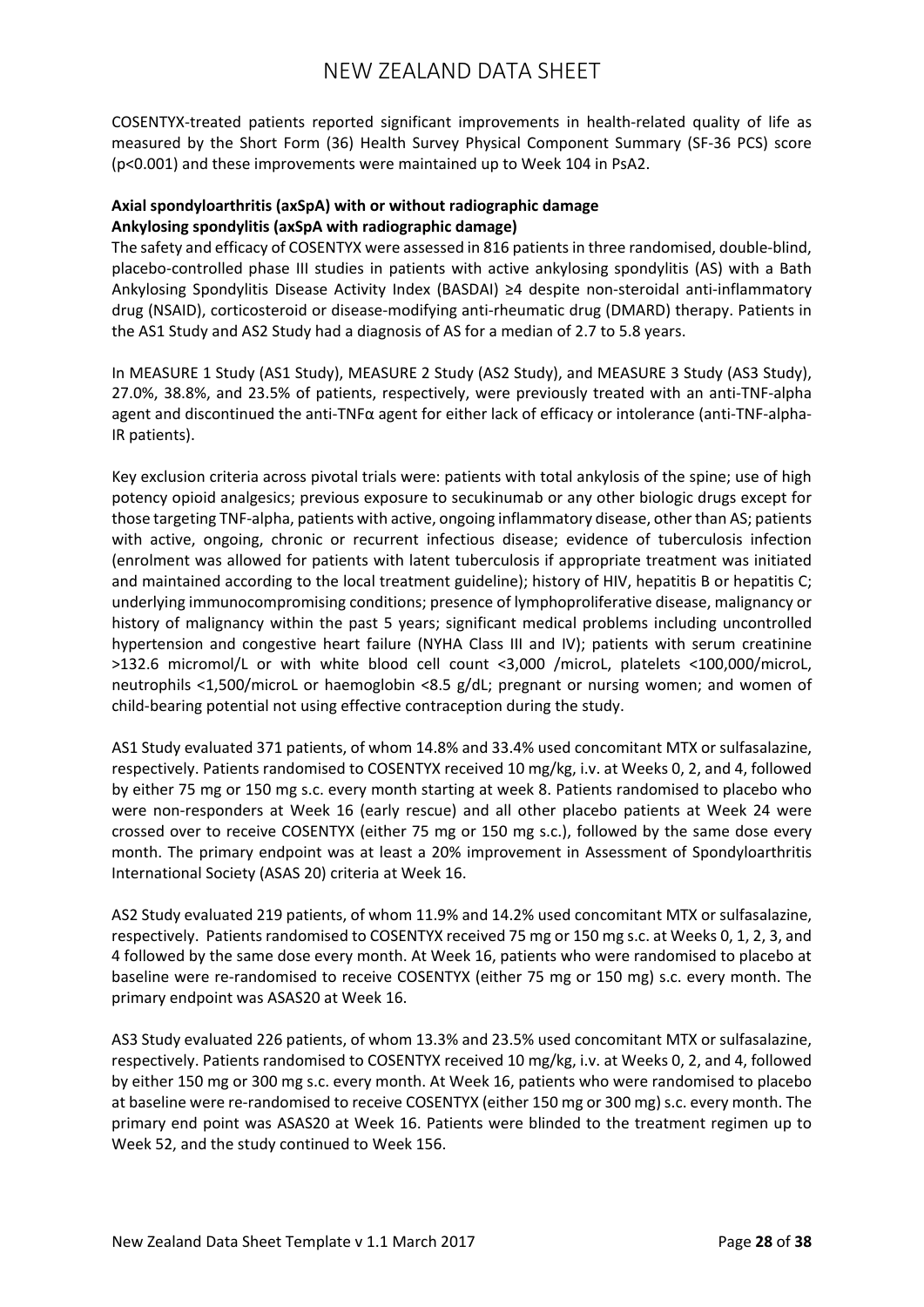COSENTYX-treated patients reported significant improvements in health-related quality of life as measured by the Short Form (36) Health Survey Physical Component Summary (SF-36 PCS) score ($p<0.001$) and these improvements were maintained up to Week 104 in PsA2.

**Axial spondyloarthritis (axSpA) with or without radiographic damage**
**Ankylosing spondylitis (axSpA with radiographic damage)**

The safety and efficacy of COSENTYX were assessed in 816 patients in three randomised, double-blind, placebo-controlled phase III studies in patients with active ankylosing spondylitis (AS) with a Bath Ankylosing Spondylitis Disease Activity Index (BASDAI) ≥4 despite non-steroidal anti-inflammatory drug (NSAID), corticosteroid or disease-modifying anti-rheumatic drug (DMARD) therapy. Patients in the AS1 Study and AS2 Study had a diagnosis of AS for a median of 2.7 to 5.8 years.

In MEASURE 1 Study (AS1 Study), MEASURE 2 Study (AS2 Study), and MEASURE 3 Study (AS3 Study), 27.0%, 38.8%, and 23.5% of patients, respectively, were previously treated with an anti-TNF-alpha agent and discontinued the anti-TNFα agent for either lack of efficacy or intolerance (anti-TNF-alpha-IR patients).

Key exclusion criteria across pivotal trials were: patients with total ankylosis of the spine; use of high potency opioid analgesics; previous exposure to secukinumab or any other biologic drugs except for those targeting TNF-alpha, patients with active, ongoing inflammatory disease, other than AS; patients with active, ongoing, chronic or recurrent infectious disease; evidence of tuberculosis infection (enrolment was allowed for patients with latent tuberculosis if appropriate treatment was initiated and maintained according to the local treatment guideline); history of HIV, hepatitis B or hepatitis C; underlying immunocompromising conditions; presence of lymphoproliferative disease, malignancy or history of malignancy within the past 5 years; significant medical problems including uncontrolled hypertension and congestive heart failure (NYHA Class III and IV); patients with serum creatinine >132.6 micromol/L or with white blood cell count <3,000 /microL, platelets <100,000/microL, neutrophils <1,500/microL or haemoglobin <8.5 g/dL; pregnant or nursing women; and women of child-bearing potential not using effective contraception during the study.

AS1 Study evaluated 371 patients, of whom 14.8% and 33.4% used concomitant MTX or sulfasalazine, respectively. Patients randomised to COSENTYX received 10 mg/kg, i.v. at Weeks 0, 2, and 4, followed by either 75 mg or 150 mg s.c. every month starting at week 8. Patients randomised to placebo who were non-responders at Week 16 (early rescue) and all other placebo patients at Week 24 were crossed over to receive COSENTYX (either 75 mg or 150 mg s.c.), followed by the same dose every month. The primary endpoint was at least a 20% improvement in Assessment of Spondyloarthritis International Society (ASAS 20) criteria at Week 16.

AS2 Study evaluated 219 patients, of whom 11.9% and 14.2% used concomitant MTX or sulfasalazine, respectively. Patients randomised to COSENTYX received 75 mg or 150 mg s.c. at Weeks 0, 1, 2, 3, and 4 followed by the same dose every month. At Week 16, patients who were randomised to placebo at baseline were re-randomised to receive COSENTYX (either 75 mg or 150 mg) s.c. every month. The primary endpoint was ASAS20 at Week 16.

AS3 Study evaluated 226 patients, of whom 13.3% and 23.5% used concomitant MTX or sulfasalazine, respectively. Patients randomised to COSENTYX received 10 mg/kg, i.v. at Weeks 0, 2, and 4, followed by either 150 mg or 300 mg s.c. every month. At Week 16, patients who were randomised to placebo at baseline were re-randomised to receive COSENTYX (either 150 mg or 300 mg) s.c. every month. The primary end point was ASAS20 at Week 16. Patients were blinded to the treatment regimen up to Week 52, and the study continued to Week 156.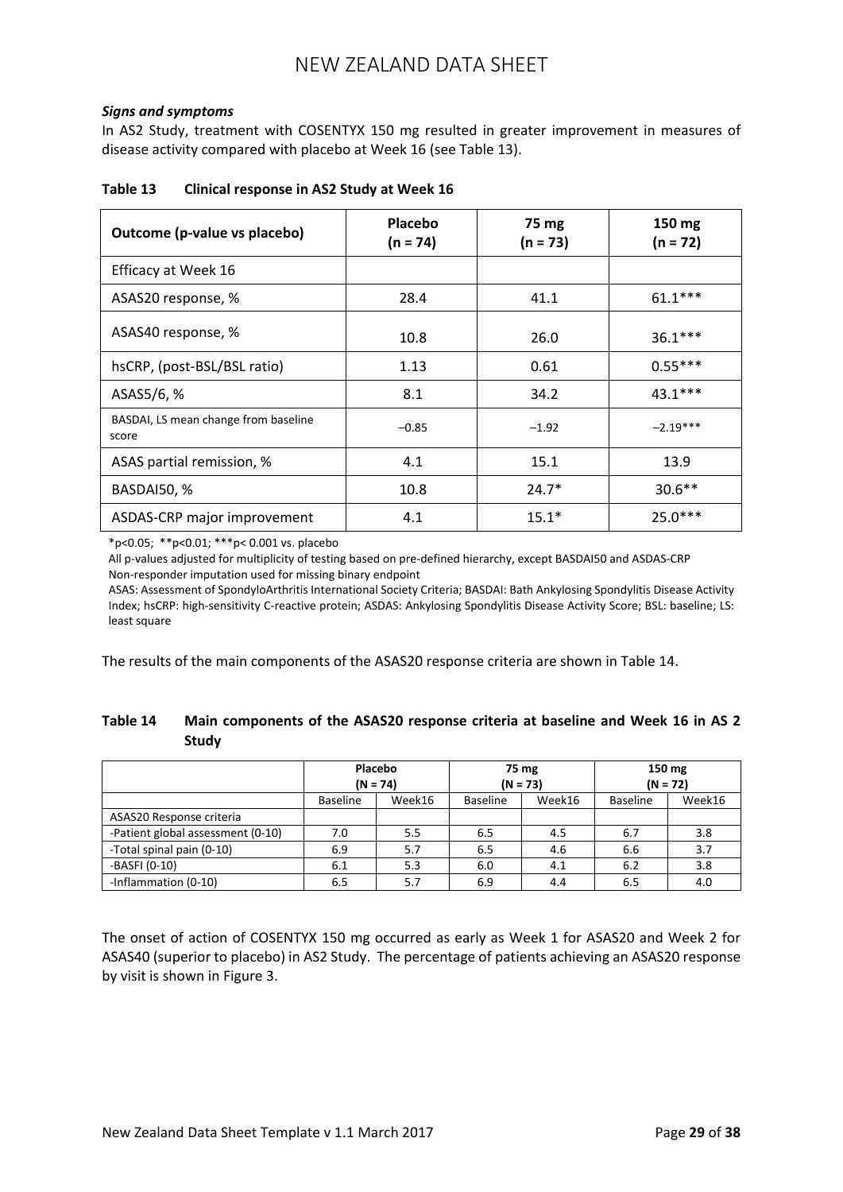***Signs and symptoms***

In AS2 Study, treatment with COSENTYX 150 mg resulted in greater improvement in measures of disease activity compared with placebo at Week 16 (see Table 13).

**Table 13 Clinical response in AS2 Study at Week 16**

| Outcome (p-value vs placebo) | Placebo (n = 74) | 75 mg (n = 73) | 150 mg (n = 72) |
|---|---|---|---|
| Efficacy at Week 16 | | | |
| ASAS20 response, % | 28.4 | 41.1 | 61.1*** |
| ASAS40 response, % | 10.8 | 26.0 | 36.1*** |
| hsCRP, (post-BSL/BSL ratio) | 1.13 | 0.61 | 0.55*** |
| ASAS5/6, % | 8.1 | 34.2 | 43.1*** |
| BASDAI, LS mean change from baseline score | −0.85 | −1.92 | −2.19*** |
| ASAS partial remission, % | 4.1 | 15.1 | 13.9 |
| BASDAI50, % | 10.8 | 24.7* | 30.6** |
| ASDAS-CRP major improvement | 4.1 | 15.1* | 25.0*** |

*p<0.05; **p<0.01; ***p< 0.001 vs. placebo

All p-values adjusted for multiplicity of testing based on pre-defined hierarchy, except BASDAI50 and ASDAS-CRP

Non-responder imputation used for missing binary endpoint

ASAS: Assessment of SpondyloArthritis International Society Criteria; BASDAI: Bath Ankylosing Spondylitis Disease Activity Index; hsCRP: high-sensitivity C-reactive protein; ASDAS: Ankylosing Spondylitis Disease Activity Score; BSL: baseline; LS: least square

The results of the main components of the ASAS20 response criteria are shown in Table 14.

**Table 14 Main components of the ASAS20 response criteria at baseline and Week 16 in AS 2 Study**

| | Placebo (N = 74) | | 75 mg (N = 73) | | 150 mg (N = 72) | |
|---|---|---|---|---|---|---|
| | Baseline | Week16 | Baseline | Week16 | Baseline | Week16 |
| ASAS20 Response criteria | | | | | | |
| -Patient global assessment (0-10) | 7.0 | 5.5 | 6.5 | 4.5 | 6.7 | 3.8 |
| -Total spinal pain (0-10) | 6.9 | 5.7 | 6.5 | 4.6 | 6.6 | 3.7 |
| -BASFI (0-10) | 6.1 | 5.3 | 6.0 | 4.1 | 6.2 | 3.8 |
| -Inflammation (0-10) | 6.5 | 5.7 | 6.9 | 4.4 | 6.5 | 4.0 |

The onset of action of COSENTYX 150 mg occurred as early as Week 1 for ASAS20 and Week 2 for ASAS40 (superior to placebo) in AS2 Study. The percentage of patients achieving an ASAS20 response by visit is shown in Figure 3.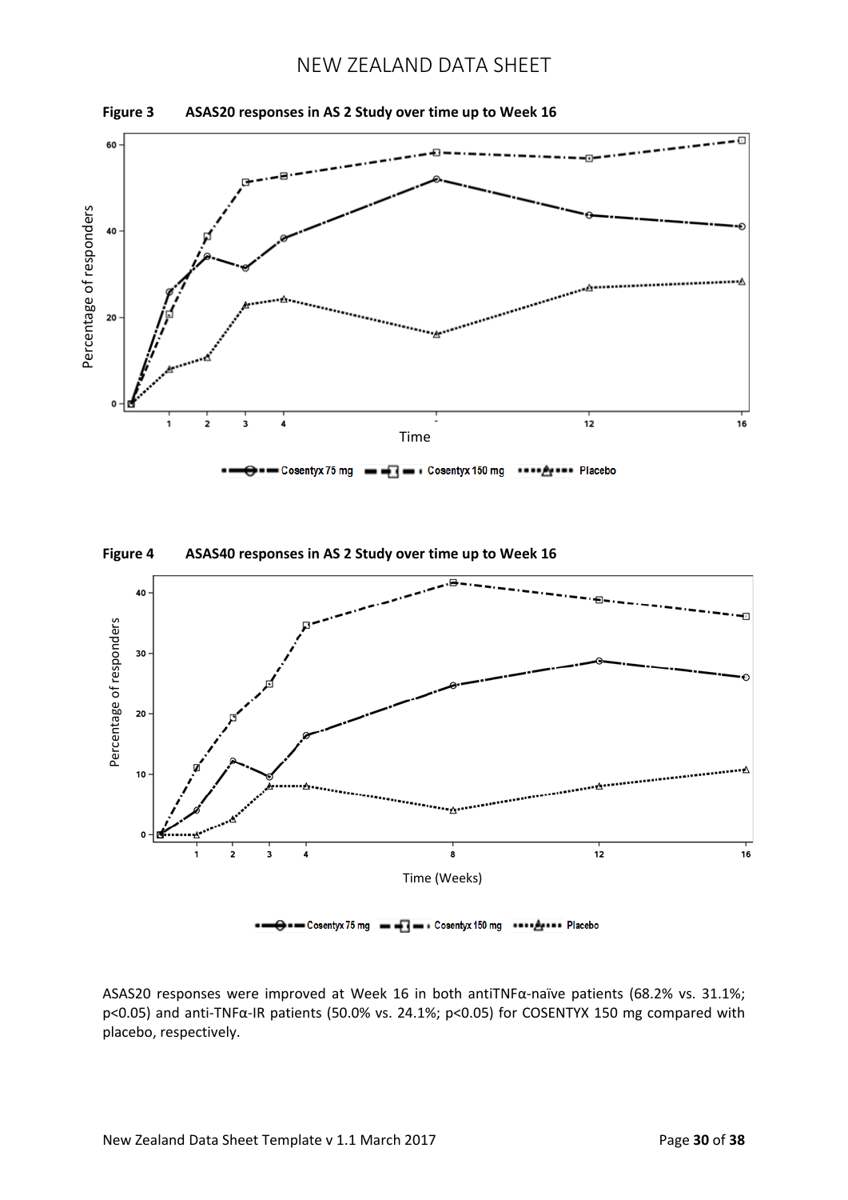**Figure 3 ASAS20 responses in AS 2 Study over time up to Week 16**

**Figure 4 ASAS40 responses in AS 2 Study over time up to Week 16**

ASAS20 responses were improved at Week 16 in both antiTNFα-naïve patients (68.2% vs. 31.1%; $p<0.05$) and anti-TNFα-IR patients (50.0% vs. 24.1%; $p<0.05$) for COSENTYX 150 mg compared with placebo, respectively.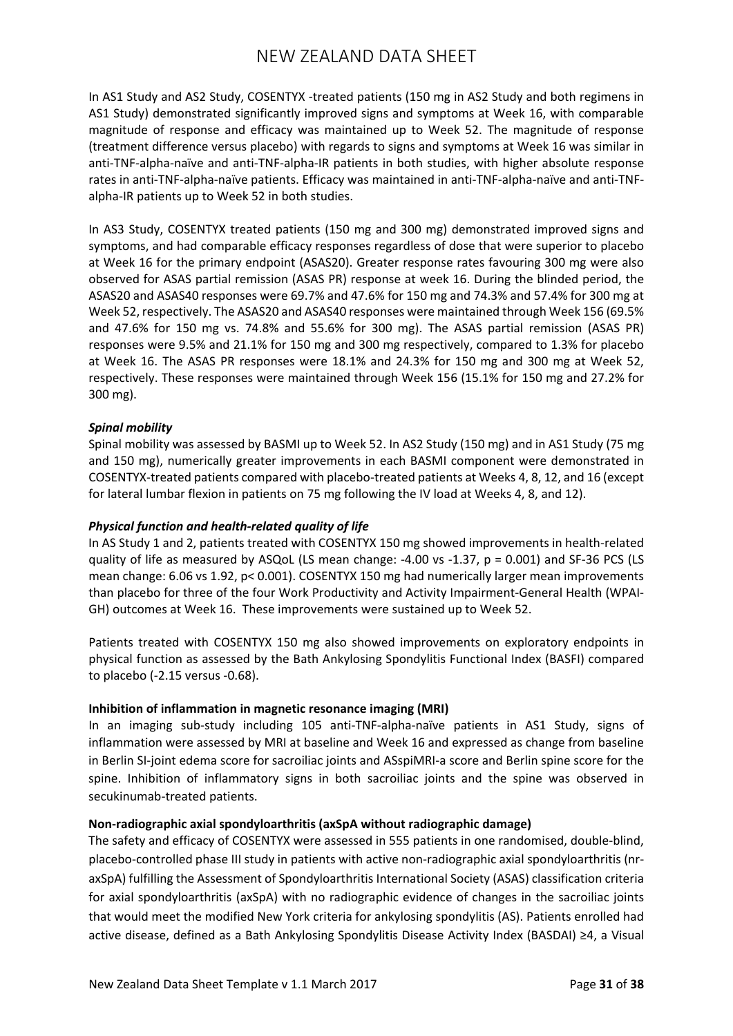In AS1 Study and AS2 Study, COSENTYX -treated patients (150 mg in AS2 Study and both regimens in AS1 Study) demonstrated significantly improved signs and symptoms at Week 16, with comparable magnitude of response and efficacy was maintained up to Week 52. The magnitude of response (treatment difference versus placebo) with regards to signs and symptoms at Week 16 was similar in anti-TNF-alpha-naïve and anti-TNF-alpha-IR patients in both studies, with higher absolute response rates in anti-TNF-alpha-naïve patients. Efficacy was maintained in anti-TNF-alpha-naïve and anti-TNF-alpha-IR patients up to Week 52 in both studies.

In AS3 Study, COSENTYX treated patients (150 mg and 300 mg) demonstrated improved signs and symptoms, and had comparable efficacy responses regardless of dose that were superior to placebo at Week 16 for the primary endpoint (ASAS20). Greater response rates favouring 300 mg were also observed for ASAS partial remission (ASAS PR) response at week 16. During the blinded period, the ASAS20 and ASAS40 responses were 69.7% and 47.6% for 150 mg and 74.3% and 57.4% for 300 mg at Week 52, respectively. The ASAS20 and ASAS40 responses were maintained through Week 156 (69.5% and 47.6% for 150 mg vs. 74.8% and 55.6% for 300 mg). The ASAS partial remission (ASAS PR) responses were 9.5% and 21.1% for 150 mg and 300 mg respectively, compared to 1.3% for placebo at Week 16. The ASAS PR responses were 18.1% and 24.3% for 150 mg and 300 mg at Week 52, respectively. These responses were maintained through Week 156 (15.1% for 150 mg and 27.2% for 300 mg).

***Spinal mobility***

Spinal mobility was assessed by BASMI up to Week 52. In AS2 Study (150 mg) and in AS1 Study (75 mg and 150 mg), numerically greater improvements in each BASMI component were demonstrated in COSENTYX-treated patients compared with placebo-treated patients at Weeks 4, 8, 12, and 16 (except for lateral lumbar flexion in patients on 75 mg following the IV load at Weeks 4, 8, and 12).

***Physical function and health-related quality of life***

In AS Study 1 and 2, patients treated with COSENTYX 150 mg showed improvements in health-related quality of life as measured by ASQoL (LS mean change: -4.00 vs -1.37, $p = 0.001$) and SF-36 PCS (LS mean change: 6.06 vs 1.92, $p < 0.001$). COSENTYX 150 mg had numerically larger mean improvements than placebo for three of the four Work Productivity and Activity Impairment-General Health (WPAI-GH) outcomes at Week 16. These improvements were sustained up to Week 52.

Patients treated with COSENTYX 150 mg also showed improvements on exploratory endpoints in physical function as assessed by the Bath Ankylosing Spondylitis Functional Index (BASFI) compared to placebo (-2.15 versus -0.68).

**Inhibition of inflammation in magnetic resonance imaging (MRI)**

In an imaging sub-study including 105 anti-TNF-alpha-naïve patients in AS1 Study, signs of inflammation were assessed by MRI at baseline and Week 16 and expressed as change from baseline in Berlin SI-joint edema score for sacroiliac joints and ASspiMRI-a score and Berlin spine score for the spine. Inhibition of inflammatory signs in both sacroiliac joints and the spine was observed in secukinumab-treated patients.

**Non-radiographic axial spondyloarthritis (axSpA without radiographic damage)**

The safety and efficacy of COSENTYX were assessed in 555 patients in one randomised, double-blind, placebo-controlled phase III study in patients with active non-radiographic axial spondyloarthritis (nr-axSpA) fulfilling the Assessment of Spondyloarthritis International Society (ASAS) classification criteria for axial spondyloarthritis (axSpA) with no radiographic evidence of changes in the sacroiliac joints that would meet the modified New York criteria for ankylosing spondylitis (AS). Patients enrolled had active disease, defined as a Bath Ankylosing Spondylitis Disease Activity Index (BASDAI) ≥4, a Visual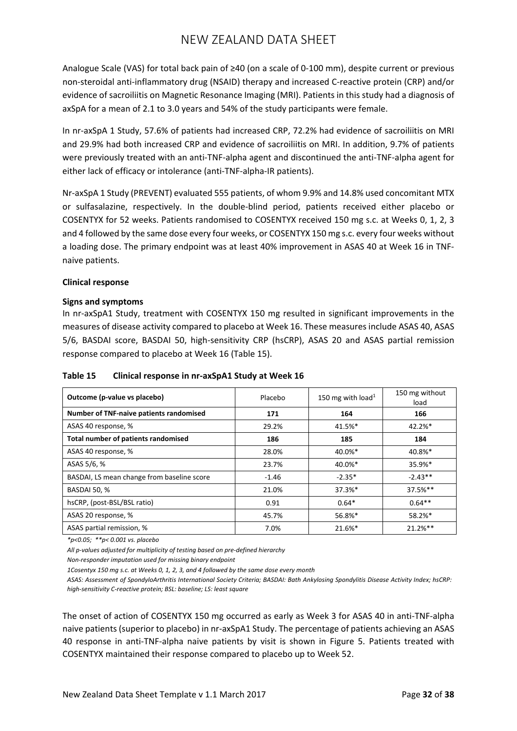Analogue Scale (VAS) for total back pain of ≥40 (on a scale of 0-100 mm), despite current or previous non-steroidal anti-inflammatory drug (NSAID) therapy and increased C-reactive protein (CRP) and/or evidence of sacroiliitis on Magnetic Resonance Imaging (MRI). Patients in this study had a diagnosis of axSpA for a mean of 2.1 to 3.0 years and 54% of the study participants were female.

In nr-axSpA 1 Study, 57.6% of patients had increased CRP, 72.2% had evidence of sacroiliitis on MRI and 29.9% had both increased CRP and evidence of sacroiliitis on MRI. In addition, 9.7% of patients were previously treated with an anti-TNF-alpha agent and discontinued the anti-TNF-alpha agent for either lack of efficacy or intolerance (anti-TNF-alpha-IR patients).

Nr-axSpA 1 Study (PREVENT) evaluated 555 patients, of whom 9.9% and 14.8% used concomitant MTX or sulfasalazine, respectively. In the double-blind period, patients received either placebo or COSENTYX for 52 weeks. Patients randomised to COSENTYX received 150 mg s.c. at Weeks 0, 1, 2, 3 and 4 followed by the same dose every four weeks, or COSENTYX 150 mg s.c. every four weeks without a loading dose. The primary endpoint was at least 40% improvement in ASAS 40 at Week 16 in TNF-naive patients.

**Clinical response**

**Signs and symptoms**

In nr-axSpA1 Study, treatment with COSENTYX 150 mg resulted in significant improvements in the measures of disease activity compared to placebo at Week 16. These measures include ASAS 40, ASAS 5/6, BASDAI score, BASDAI 50, high-sensitivity CRP (hsCRP), ASAS 20 and ASAS partial remission response compared to placebo at Week 16 (Table 15).

**Table 15 Clinical response in nr-axSpA1 Study at Week 16**

| Outcome (p-value vs placebo) | Placebo | 150 mg with load[1] | 150 mg without load |
|---|---|---|---|
| **Number of TNF-naive patients randomised** | **171** | **164** | **166** |
| ASAS 40 response, % | 29.2% | 41.5%* | 42.2%* |
| **Total number of patients randomised** | **186** | **185** | **184** |
| ASAS 40 response, % | 28.0% | 40.0%* | 40.8%* |
| ASAS 5/6, % | 23.7% | 40.0%* | 35.9%* |
| BASDAI, LS mean change from baseline score | -1.46 | -2.35* | -2.43** |
| BASDAI 50, % | 21.0% | 37.3%* | 37.5%** |
| hsCRP, (post-BSL/BSL ratio) | 0.91 | 0.64* | 0.64** |
| ASAS 20 response, % | 45.7% | 56.8%* | 58.2%* |
| ASAS partial remission, % | 7.0% | 21.6%* | 21.2%** |

*\*p<0.05; \*\*p< 0.001 vs. placebo*

*All p-values adjusted for multiplicity of testing based on pre-defined hierarchy*

*Non-responder imputation used for missing binary endpoint*

*1Cosentyx 150 mg s.c. at Weeks 0, 1, 2, 3, and 4 followed by the same dose every month*

*ASAS: Assessment of SpondyloArthritis International Society Criteria; BASDAI: Bath Ankylosing Spondylitis Disease Activity Index; hsCRP: high-sensitivity C-reactive protein; BSL: baseline; LS: least square*

The onset of action of COSENTYX 150 mg occurred as early as Week 3 for ASAS 40 in anti-TNF-alpha naive patients (superior to placebo) in nr-axSpA1 Study. The percentage of patients achieving an ASAS 40 response in anti-TNF-alpha naive patients by visit is shown in Figure 5. Patients treated with COSENTYX maintained their response compared to placebo up to Week 52.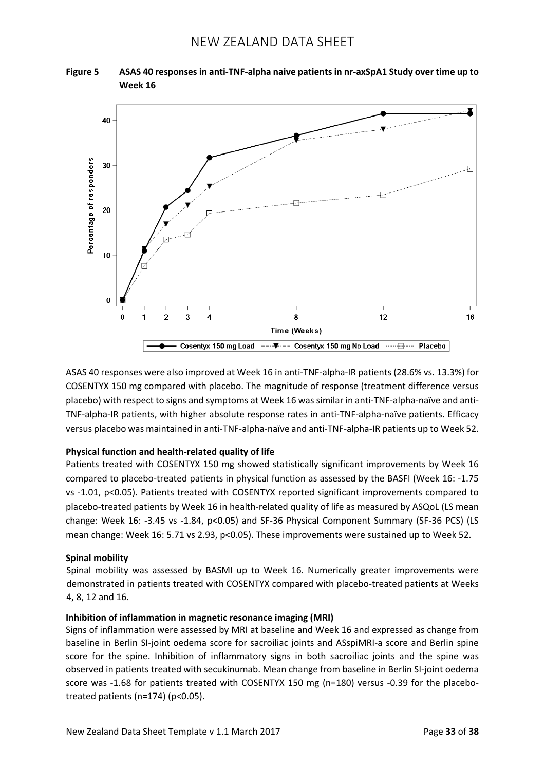**Figure 5 ASAS 40 responses in anti-TNF-alpha naive patients in nr-axSpA1 Study over time up to Week 16**

ASAS 40 responses were also improved at Week 16 in anti-TNF-alpha-IR patients (28.6% vs. 13.3%) for COSENTYX 150 mg compared with placebo. The magnitude of response (treatment difference versus placebo) with respect to signs and symptoms at Week 16 was similar in anti-TNF-alpha-naïve and anti-TNF-alpha-IR patients, with higher absolute response rates in anti-TNF-alpha-naïve patients. Efficacy versus placebo was maintained in anti-TNF-alpha-naïve and anti-TNF-alpha-IR patients up to Week 52.

**Physical function and health-related quality of life**

Patients treated with COSENTYX 150 mg showed statistically significant improvements by Week 16 compared to placebo-treated patients in physical function as assessed by the BASFI (Week 16: -1.75 vs -1.01, $p<0.05$). Patients treated with COSENTYX reported significant improvements compared to placebo-treated patients by Week 16 in health-related quality of life as measured by ASQoL (LS mean change: Week 16: -3.45 vs -1.84, $p<0.05$) and SF-36 Physical Component Summary (SF-36 PCS) (LS mean change: Week 16: 5.71 vs 2.93, $p<0.05$). These improvements were sustained up to Week 52.

**Spinal mobility**

Spinal mobility was assessed by BASMI up to Week 16. Numerically greater improvements were demonstrated in patients treated with COSENTYX compared with placebo-treated patients at Weeks 4, 8, 12 and 16.

**Inhibition of inflammation in magnetic resonance imaging (MRI)**

Signs of inflammation were assessed by MRI at baseline and Week 16 and expressed as change from baseline in Berlin SI-joint oedema score for sacroiliac joints and ASspiMRI-a score and Berlin spine score for the spine. Inhibition of inflammatory signs in both sacroiliac joints and the spine was observed in patients treated with secukinumab. Mean change from baseline in Berlin SI-joint oedema score was -1.68 for patients treated with COSENTYX 150 mg (n=180) versus -0.39 for the placebo-treated patients (n=174) ($p<0.05$).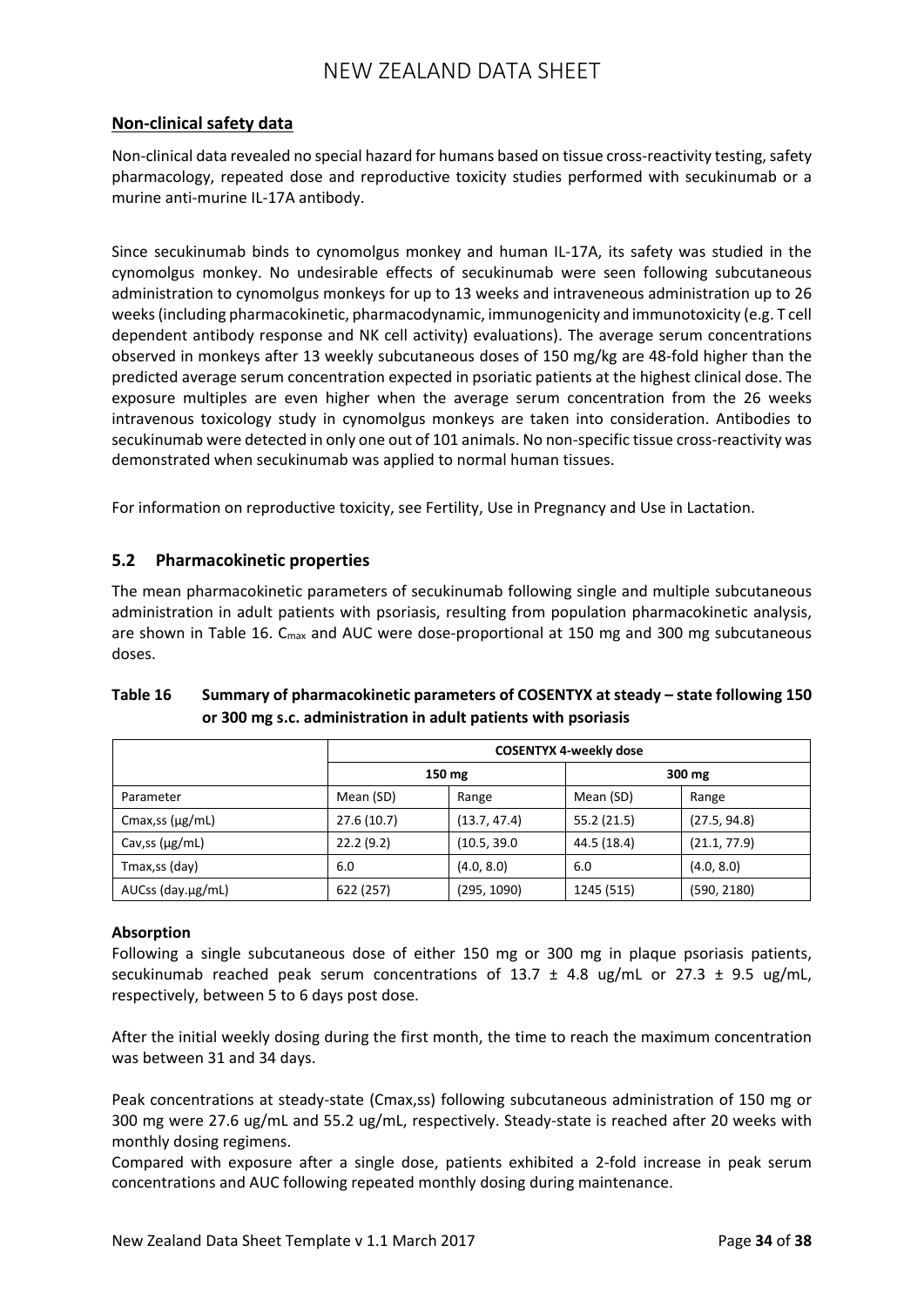## Non-clinical safety data

Non-clinical data revealed no special hazard for humans based on tissue cross-reactivity testing, safety pharmacology, repeated dose and reproductive toxicity studies performed with secukinumab or a murine anti-murine IL-17A antibody.

Since secukinumab binds to cynomolgus monkey and human IL-17A, its safety was studied in the cynomolgus monkey. No undesirable effects of secukinumab were seen following subcutaneous administration to cynomolgus monkeys for up to 13 weeks and intraveneous administration up to 26 weeks (including pharmacokinetic, pharmacodynamic, immunogenicity and immunotoxicity (e.g. T cell dependent antibody response and NK cell activity) evaluations). The average serum concentrations observed in monkeys after 13 weekly subcutaneous doses of 150 mg/kg are 48-fold higher than the predicted average serum concentration expected in psoriatic patients at the highest clinical dose. The exposure multiples are even higher when the average serum concentration from the 26 weeks intravenous toxicology study in cynomolgus monkeys are taken into consideration. Antibodies to secukinumab were detected in only one out of 101 animals. No non-specific tissue cross-reactivity was demonstrated when secukinumab was applied to normal human tissues.

For information on reproductive toxicity, see Fertility, Use in Pregnancy and Use in Lactation.

## 5.2 Pharmacokinetic properties

The mean pharmacokinetic parameters of secukinumab following single and multiple subcutaneous administration in adult patients with psoriasis, resulting from population pharmacokinetic analysis, are shown in Table 16. $C_{max}$ and AUC were dose-proportional at 150 mg and 300 mg subcutaneous doses.

**Table 16 Summary of pharmacokinetic parameters of COSENTYX at steady – state following 150 or 300 mg s.c. administration in adult patients with psoriasis**

| | COSENTYX 4-weekly dose | | | |
|---|---|---|---|---|
| | 150 mg | | 300 mg | |
| Parameter | Mean (SD) | Range | Mean (SD) | Range |
| Cmax,ss (μg/mL) | 27.6 (10.7) | (13.7, 47.4) | 55.2 (21.5) | (27.5, 94.8) |
| Cav,ss (μg/mL) | 22.2 (9.2) | (10.5, 39.0 | 44.5 (18.4) | (21.1, 77.9) |
| Tmax,ss (day) | 6.0 | (4.0, 8.0) | 6.0 | (4.0, 8.0) |
| AUCss (day.μg/mL) | 622 (257) | (295, 1090) | 1245 (515) | (590, 2180) |

**Absorption**

Following a single subcutaneous dose of either 150 mg or 300 mg in plaque psoriasis patients, secukinumab reached peak serum concentrations of 13.7 ± 4.8 ug/mL or 27.3 ± 9.5 ug/mL, respectively, between 5 to 6 days post dose.

After the initial weekly dosing during the first month, the time to reach the maximum concentration was between 31 and 34 days.

Peak concentrations at steady-state (Cmax,ss) following subcutaneous administration of 150 mg or 300 mg were 27.6 ug/mL and 55.2 ug/mL, respectively. Steady-state is reached after 20 weeks with monthly dosing regimens.

Compared with exposure after a single dose, patients exhibited a 2-fold increase in peak serum concentrations and AUC following repeated monthly dosing during maintenance.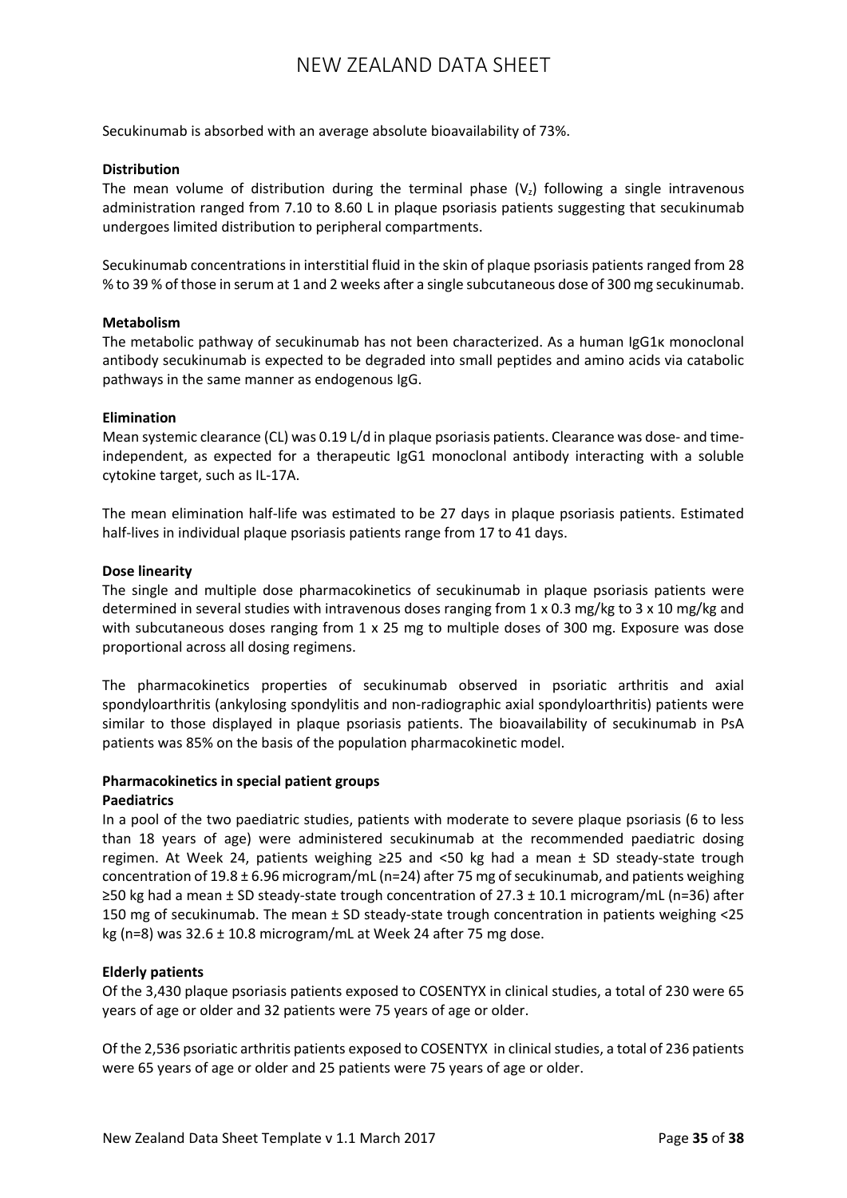Secukinumab is absorbed with an average absolute bioavailability of 73%.

**Distribution**

The mean volume of distribution during the terminal phase ($V_z$) following a single intravenous administration ranged from 7.10 to 8.60 L in plaque psoriasis patients suggesting that secukinumab undergoes limited distribution to peripheral compartments.

Secukinumab concentrations in interstitial fluid in the skin of plaque psoriasis patients ranged from 28 % to 39 % of those in serum at 1 and 2 weeks after a single subcutaneous dose of 300 mg secukinumab.

**Metabolism**

The metabolic pathway of secukinumab has not been characterized. As a human IgG1κ monoclonal antibody secukinumab is expected to be degraded into small peptides and amino acids via catabolic pathways in the same manner as endogenous IgG.

**Elimination**

Mean systemic clearance (CL) was 0.19 L/d in plaque psoriasis patients. Clearance was dose- and time-independent, as expected for a therapeutic IgG1 monoclonal antibody interacting with a soluble cytokine target, such as IL-17A.

The mean elimination half-life was estimated to be 27 days in plaque psoriasis patients. Estimated half-lives in individual plaque psoriasis patients range from 17 to 41 days.

**Dose linearity**

The single and multiple dose pharmacokinetics of secukinumab in plaque psoriasis patients were determined in several studies with intravenous doses ranging from 1 x 0.3 mg/kg to 3 x 10 mg/kg and with subcutaneous doses ranging from 1 x 25 mg to multiple doses of 300 mg. Exposure was dose proportional across all dosing regimens.

The pharmacokinetics properties of secukinumab observed in psoriatic arthritis and axial spondyloarthritis (ankylosing spondylitis and non-radiographic axial spondyloarthritis) patients were similar to those displayed in plaque psoriasis patients. The bioavailability of secukinumab in PsA patients was 85% on the basis of the population pharmacokinetic model.

**Pharmacokinetics in special patient groups**

**Paediatrics**

In a pool of the two paediatric studies, patients with moderate to severe plaque psoriasis (6 to less than 18 years of age) were administered secukinumab at the recommended paediatric dosing regimen. At Week 24, patients weighing ≥25 and <50 kg had a mean ± SD steady-state trough concentration of 19.8 ± 6.96 microgram/mL (n=24) after 75 mg of secukinumab, and patients weighing ≥50 kg had a mean ± SD steady-state trough concentration of 27.3 ± 10.1 microgram/mL (n=36) after 150 mg of secukinumab. The mean ± SD steady-state trough concentration in patients weighing <25 kg (n=8) was 32.6 ± 10.8 microgram/mL at Week 24 after 75 mg dose.

**Elderly patients**

Of the 3,430 plaque psoriasis patients exposed to COSENTYX in clinical studies, a total of 230 were 65 years of age or older and 32 patients were 75 years of age or older.

Of the 2,536 psoriatic arthritis patients exposed to COSENTYX in clinical studies, a total of 236 patients were 65 years of age or older and 25 patients were 75 years of age or older.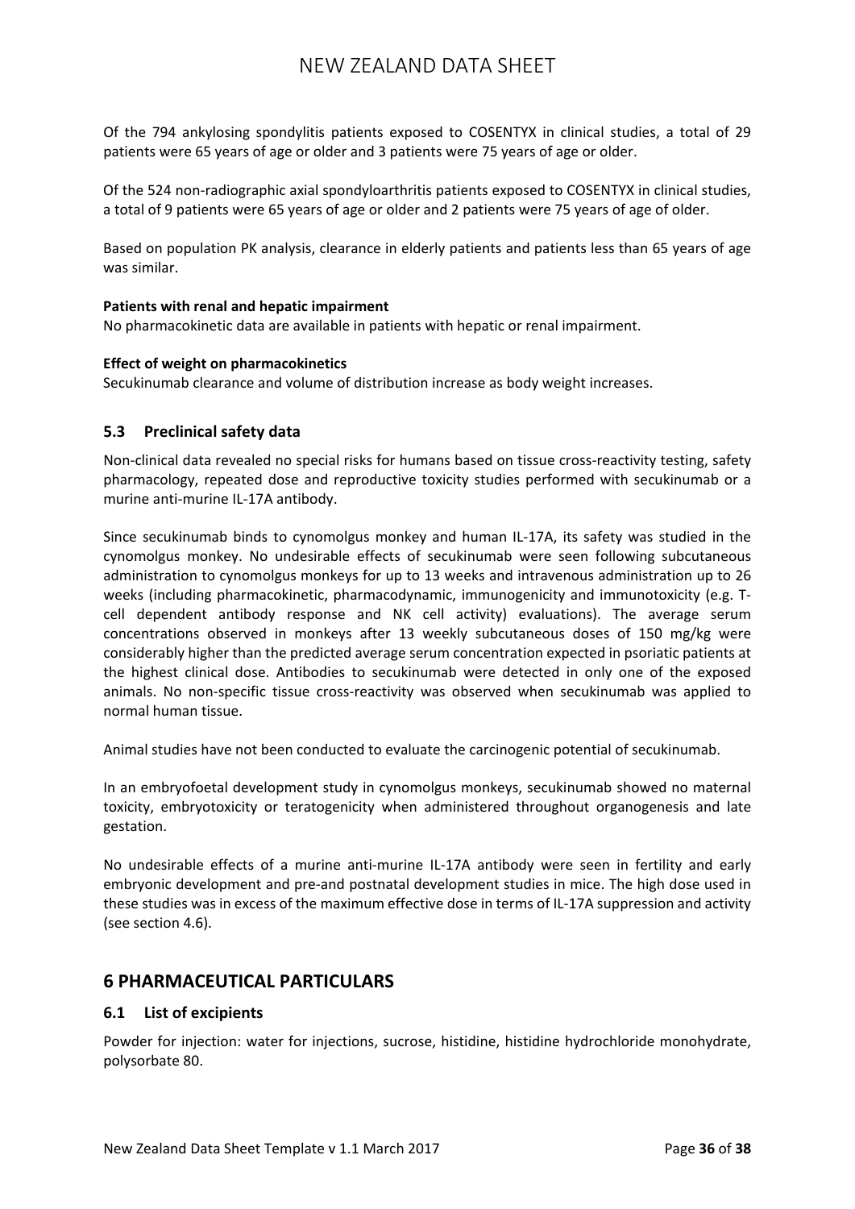Of the 794 ankylosing spondylitis patients exposed to COSENTYX in clinical studies, a total of 29 patients were 65 years of age or older and 3 patients were 75 years of age or older.

Of the 524 non-radiographic axial spondyloarthritis patients exposed to COSENTYX in clinical studies, a total of 9 patients were 65 years of age or older and 2 patients were 75 years of age of older.

Based on population PK analysis, clearance in elderly patients and patients less than 65 years of age was similar.

**Patients with renal and hepatic impairment**

No pharmacokinetic data are available in patients with hepatic or renal impairment.

**Effect of weight on pharmacokinetics**

Secukinumab clearance and volume of distribution increase as body weight increases.

### 5.3 Preclinical safety data

Non-clinical data revealed no special risks for humans based on tissue cross-reactivity testing, safety pharmacology, repeated dose and reproductive toxicity studies performed with secukinumab or a murine anti-murine IL-17A antibody.

Since secukinumab binds to cynomolgus monkey and human IL-17A, its safety was studied in the cynomolgus monkey. No undesirable effects of secukinumab were seen following subcutaneous administration to cynomolgus monkeys for up to 13 weeks and intravenous administration up to 26 weeks (including pharmacokinetic, pharmacodynamic, immunogenicity and immunotoxicity (e.g. T-cell dependent antibody response and NK cell activity) evaluations). The average serum concentrations observed in monkeys after 13 weekly subcutaneous doses of 150 mg/kg were considerably higher than the predicted average serum concentration expected in psoriatic patients at the highest clinical dose. Antibodies to secukinumab were detected in only one of the exposed animals. No non-specific tissue cross-reactivity was observed when secukinumab was applied to normal human tissue.

Animal studies have not been conducted to evaluate the carcinogenic potential of secukinumab.

In an embryofoetal development study in cynomolgus monkeys, secukinumab showed no maternal toxicity, embryotoxicity or teratogenicity when administered throughout organogenesis and late gestation.

No undesirable effects of a murine anti-murine IL-17A antibody were seen in fertility and early embryonic development and pre-and postnatal development studies in mice. The high dose used in these studies was in excess of the maximum effective dose in terms of IL-17A suppression and activity (see section 4.6).

## 6 PHARMACEUTICAL PARTICULARS

### 6.1 List of excipients

Powder for injection: water for injections, sucrose, histidine, histidine hydrochloride monohydrate, polysorbate 80.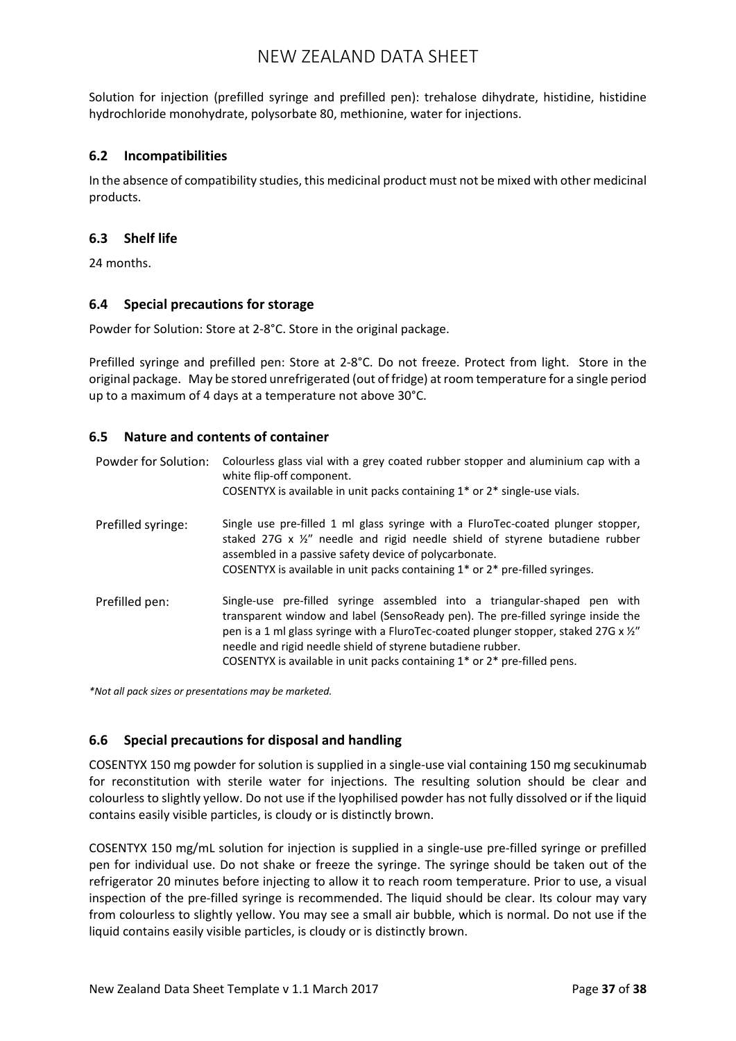Solution for injection (prefilled syringe and prefilled pen): trehalose dihydrate, histidine, histidine hydrochloride monohydrate, polysorbate 80, methionine, water for injections.

## 6.2 Incompatibilities

In the absence of compatibility studies, this medicinal product must not be mixed with other medicinal products.

## 6.3 Shelf life

24 months.

## 6.4 Special precautions for storage

Powder for Solution: Store at 2-8°C. Store in the original package.

Prefilled syringe and prefilled pen: Store at 2-8°C. Do not freeze. Protect from light. Store in the original package. May be stored unrefrigerated (out of fridge) at room temperature for a single period up to a maximum of 4 days at a temperature not above 30°C.

## 6.5 Nature and contents of container

| | |
|---|---|
| Powder for Solution: | Colourless glass vial with a grey coated rubber stopper and aluminium cap with a white flip-off component.<br>COSENTYX is available in unit packs containing 1* or 2* single-use vials. |
| Prefilled syringe: | Single use pre-filled 1 ml glass syringe with a FluroTec-coated plunger stopper, staked 27G x ½" needle and rigid needle shield of styrene butadiene rubber assembled in a passive safety device of polycarbonate.<br>COSENTYX is available in unit packs containing 1* or 2* pre-filled syringes. |
| Prefilled pen: | Single-use pre-filled syringe assembled into a triangular-shaped pen with transparent window and label (SensoReady pen). The pre-filled syringe inside the pen is a 1 ml glass syringe with a FluroTec-coated plunger stopper, staked 27G x ½" needle and rigid needle shield of styrene butadiene rubber.<br>COSENTYX is available in unit packs containing 1* or 2* pre-filled pens. |

*\*Not all pack sizes or presentations may be marketed.*

## 6.6 Special precautions for disposal and handling

COSENTYX 150 mg powder for solution is supplied in a single-use vial containing 150 mg secukinumab for reconstitution with sterile water for injections. The resulting solution should be clear and colourless to slightly yellow. Do not use if the lyophilised powder has not fully dissolved or if the liquid contains easily visible particles, is cloudy or is distinctly brown.

COSENTYX 150 mg/mL solution for injection is supplied in a single-use pre-filled syringe or prefilled pen for individual use. Do not shake or freeze the syringe. The syringe should be taken out of the refrigerator 20 minutes before injecting to allow it to reach room temperature. Prior to use, a visual inspection of the pre-filled syringe is recommended. The liquid should be clear. Its colour may vary from colourless to slightly yellow. You may see a small air bubble, which is normal. Do not use if the liquid contains easily visible particles, is cloudy or is distinctly brown.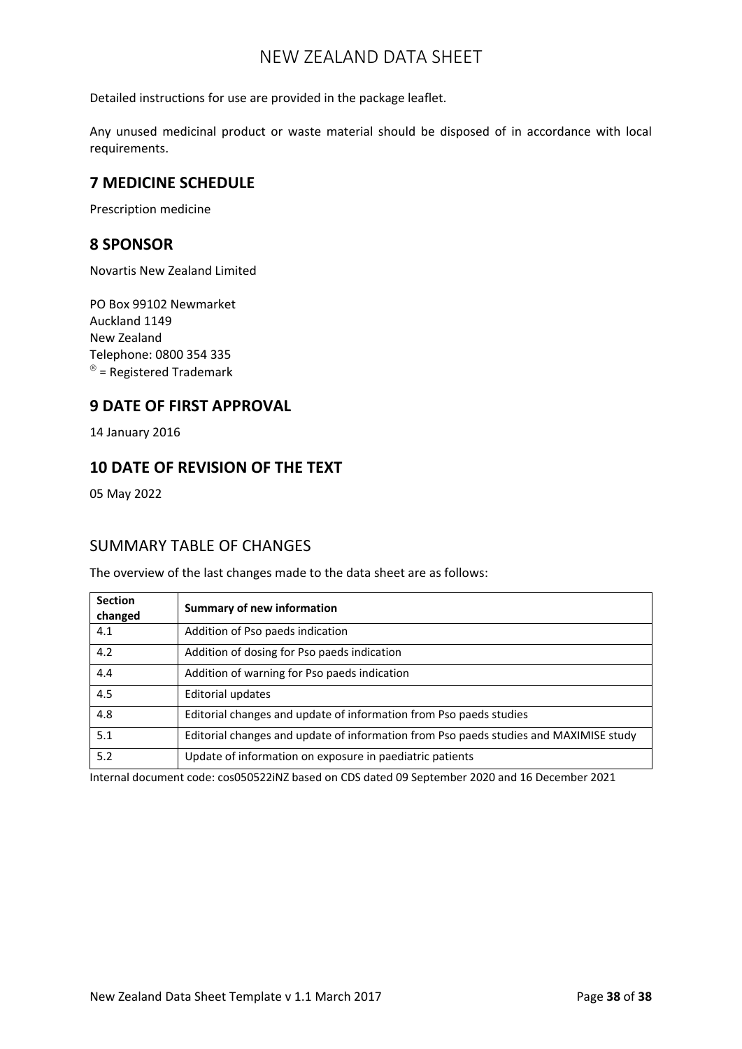Detailed instructions for use are provided in the package leaflet.

Any unused medicinal product or waste material should be disposed of in accordance with local requirements.

## 7 MEDICINE SCHEDULE

Prescription medicine

## 8 SPONSOR

Novartis New Zealand Limited

PO Box 99102 Newmarket
Auckland 1149
New Zealand
Telephone: 0800 354 335
® = Registered Trademark

## 9 DATE OF FIRST APPROVAL

14 January 2016

## 10 DATE OF REVISION OF THE TEXT

05 May 2022

## SUMMARY TABLE OF CHANGES

The overview of the last changes made to the data sheet are as follows:

| Section changed | Summary of new information |
|---|---|
| 4.1 | Addition of Pso paeds indication |
| 4.2 | Addition of dosing for Pso paeds indication |
| 4.4 | Addition of warning for Pso paeds indication |
| 4.5 | Editorial updates |
| 4.8 | Editorial changes and update of information from Pso paeds studies |
| 5.1 | Editorial changes and update of information from Pso paeds studies and MAXIMISE study |
| 5.2 | Update of information on exposure in paediatric patients |

Internal document code: cos050522iNZ based on CDS dated 09 September 2020 and 16 December 2021